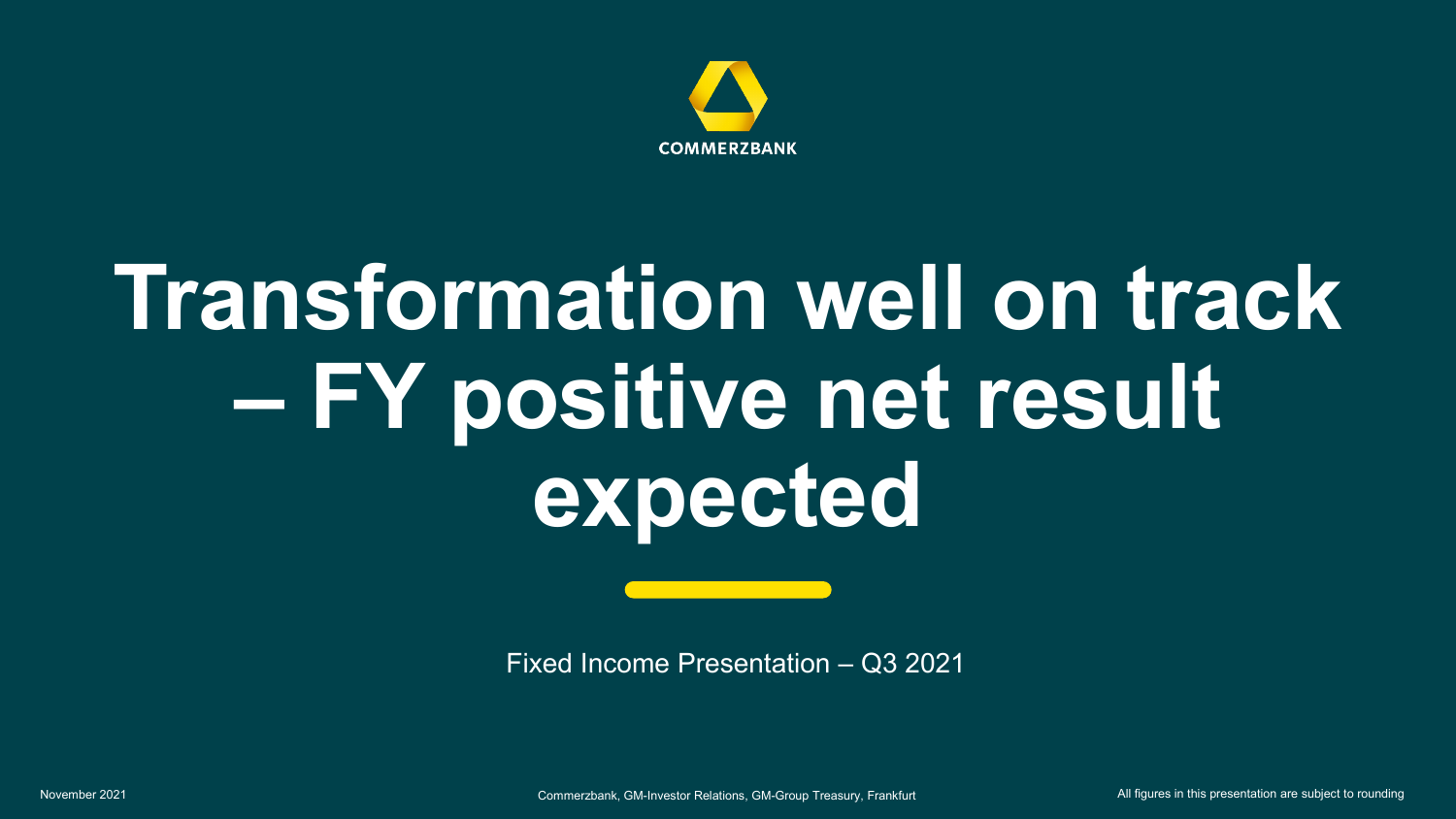COMMERZBANK

# Transformation well on track – FY positive net result expected

Fixed Income Presentation – Q3 2021

November 2021

Commerzbank, GM-Investor Relations, GM-Group Treasury, Frankfurt

All figures in this presentation are subject to rounding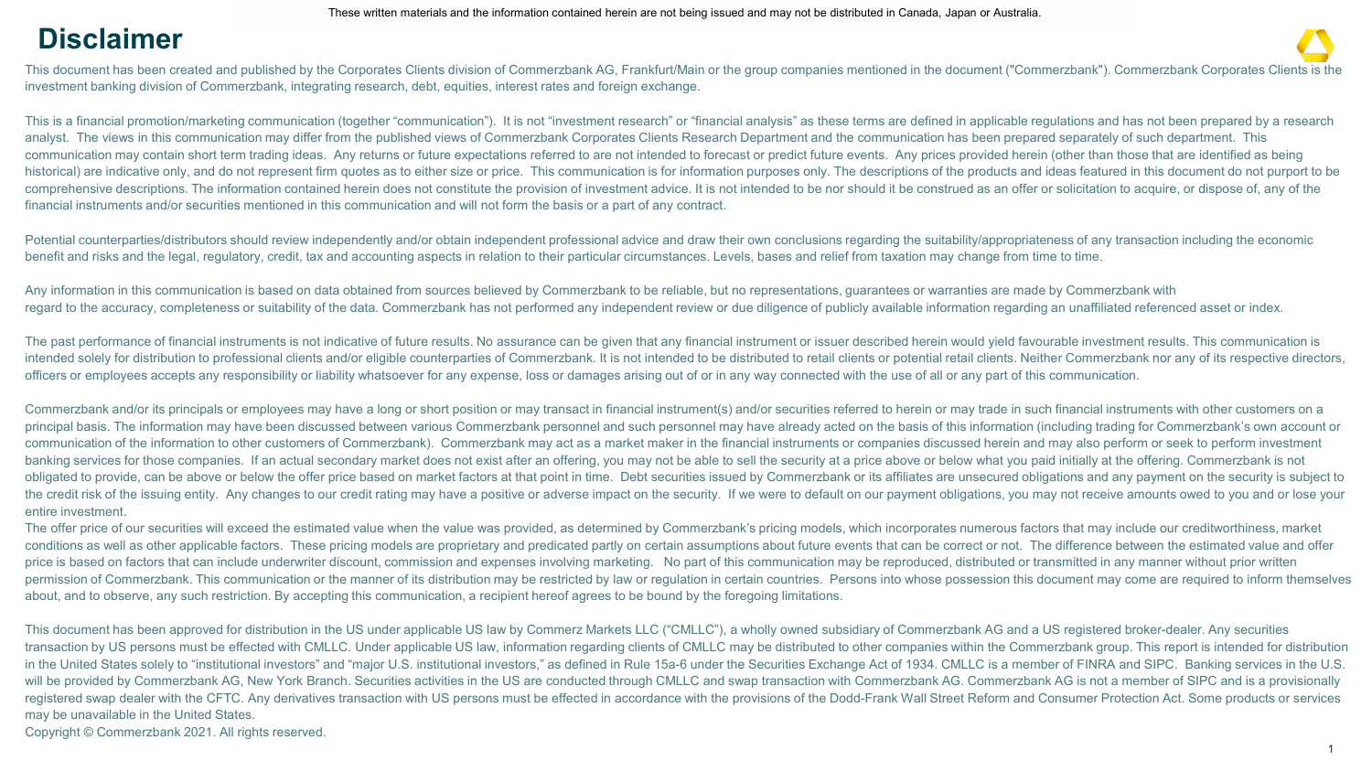These written materials and the information contained herein are not being issued and may not be distributed in Canada, Japan or Australia.

# Disclaimer

This document has been created and published by the Corporates Clients division of Commerzbank AG, Frankfurt/Main or the group companies mentioned in the document ("Commerzbank"). Commerzbank Corporates Clients is the investment banking division of Commerzbank, integrating research, debt, equities, interest rates and foreign exchange.

This is a financial promotion/marketing communication (together "communication"). It is not "investment research" or "financial analysis" as these terms are defined in applicable regulations and has not been prepared by a research analyst. The views in this communication may differ from the published views of Commerzbank Corporates Clients Research Department and the communication has been prepared separately of such department. This communication may contain short term trading ideas. Any returns or future expectations referred to are not intended to forecast or predict future events. Any prices provided herein (other than those that are identified as being historical) are indicative only, and do not represent firm quotes as to either size or price. This communication is for information purposes only. The descriptions of the products and ideas featured in this document do not purport to be comprehensive descriptions. The information contained herein does not constitute the provision of investment advice. It is not intended to be nor should it be construed as an offer or solicitation to acquire, or dispose of, any of the financial instruments and/or securities mentioned in this communication and will not form the basis or a part of any contract.

Potential counterparties/distributors should review independently and/or obtain independent professional advice and draw their own conclusions regarding the suitability/appropriateness of any transaction including the economic benefit and risks and the legal, regulatory, credit, tax and accounting aspects in relation to their particular circumstances. Levels, bases and relief from taxation may change from time to time.

Any information in this communication is based on data obtained from sources believed by Commerzbank to be reliable, but no representations, guarantees or warranties are made by Commerzbank with regard to the accuracy, completeness or suitability of the data. Commerzbank has not performed any independent review or due diligence of publicly available information regarding an unaffiliated referenced asset or index.

The past performance of financial instruments is not indicative of future results. No assurance can be given that any financial instrument or issuer described herein would yield favourable investment results. This communication is intended solely for distribution to professional clients and/or eligible counterparties of Commerzbank. It is not intended to be distributed to retail clients or potential retail clients. Neither Commerzbank nor any of its respective directors, officers or employees accepts any responsibility or liability whatsoever for any expense, loss or damages arising out of or in any way connected with the use of all or any part of this communication.

Commerzbank and/or its principals or employees may have a long or short position or may transact in financial instrument(s) and/or securities referred to herein or may trade in such financial instruments with other customers on a principal basis. The information may have been discussed between various Commerzbank personnel and such personnel may have already acted on the basis of this information (including trading for Commerzbank's own account or communication of the information to other customers of Commerzbank). Commerzbank may act as a market maker in the financial instruments or companies discussed herein and may also perform or seek to perform investment banking services for those companies. If an actual secondary market does not exist after an offering, you may not be able to sell the security at a price above or below what you paid initially at the offering. Commerzbank is not obligated to provide, can be above or below the offer price based on market factors at that point in time. Debt securities issued by Commerzbank or its affiliates are unsecured obligations and any payment on the security is subject to the credit risk of the issuing entity. Any changes to our credit rating may have a positive or adverse impact on the security. If we were to default on our payment obligations, you may not receive amounts owed to you and or lose your entire investment.

The offer price of our securities will exceed the estimated value when the value was provided, as determined by Commerzbank's pricing models, which incorporates numerous factors that may include our creditworthiness, market conditions as well as other applicable factors. These pricing models are proprietary and predicated partly on certain assumptions about future events that can be correct or not. The difference between the estimated value and offer price is based on factors that can include underwriter discount, commission and expenses involving marketing. No part of this communication may be reproduced, distributed or transmitted in any manner without prior written permission of Commerzbank. This communication or the manner of its distribution may be restricted by law or regulation in certain countries. Persons into whose possession this document may come are required to inform themselves about, and to observe, any such restriction. By accepting this communication, a recipient hereof agrees to be bound by the foregoing limitations.

This document has been approved for distribution in the US under applicable US law by Commerz Markets LLC ("CMLLC"), a wholly owned subsidiary of Commerzbank AG and a US registered broker-dealer. Any securities transaction by US persons must be effected with CMLLC. Under applicable US law, information regarding clients of CMLLC may be distributed to other companies within the Commerzbank group. This report is intended for distribution in the United States solely to "institutional investors" and "major U.S. institutional investors," as defined in Rule 15a-6 under the Securities Exchange Act of 1934. CMLLC is a member of FINRA and SIPC. Banking services in the U.S. will be provided by Commerzbank AG, New York Branch. Securities activities in the US are conducted through CMLLC and swap transaction with Commerzbank AG. Commerzbank AG is not a member of SIPC and is a provisionally registered swap dealer with the CFTC. Any derivatives transaction with US persons must be effected in accordance with the provisions of the Dodd-Frank Wall Street Reform and Consumer Protection Act. Some products or services may be unavailable in the United States.

Copyright © Commerzbank 2021. All rights reserved.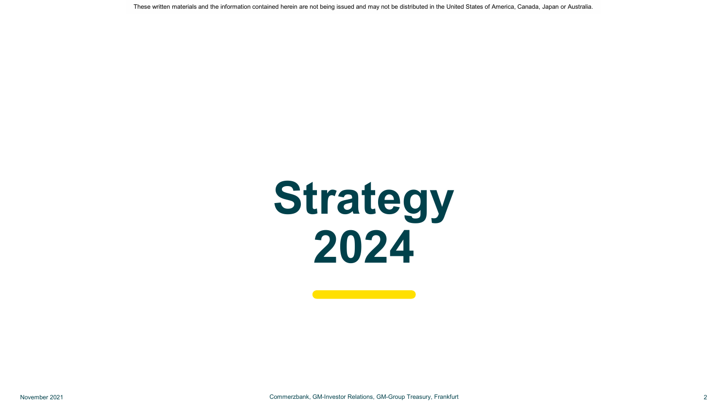These written materials and the information contained herein are not being issued and may not be distributed in the United States of America, Canada, Japan or Australia.

# Strategy 2024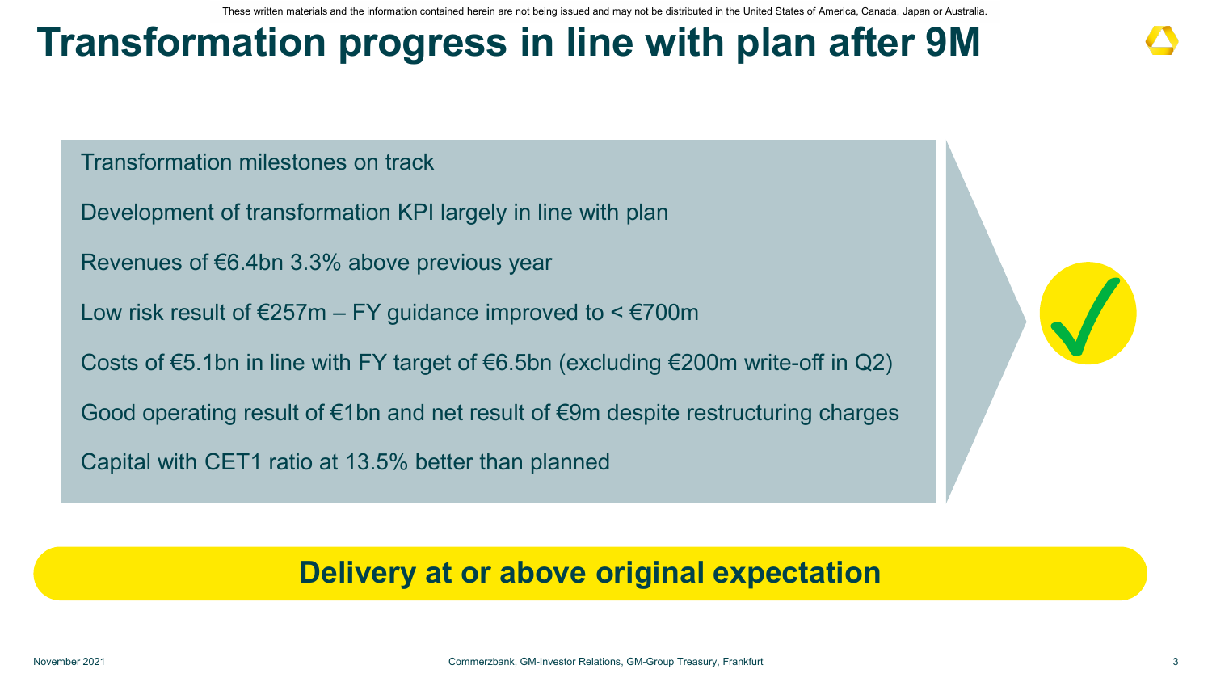# Transformation progress in line with plan after 9M

- Transformation milestones on track
- Development of transformation KPI largely in line with plan
- Revenues of €6.4bn 3.3% above previous year
- Low risk result of €257m – FY guidance improved to < €700m
- Costs of €5.1bn in line with FY target of €6.5bn (excluding €200m write-off in Q2)
- Good operating result of €1bn and net result of €9m despite restructuring charges
- Capital with CET1 ratio at 13.5% better than planned

**Delivery at or above original expectation**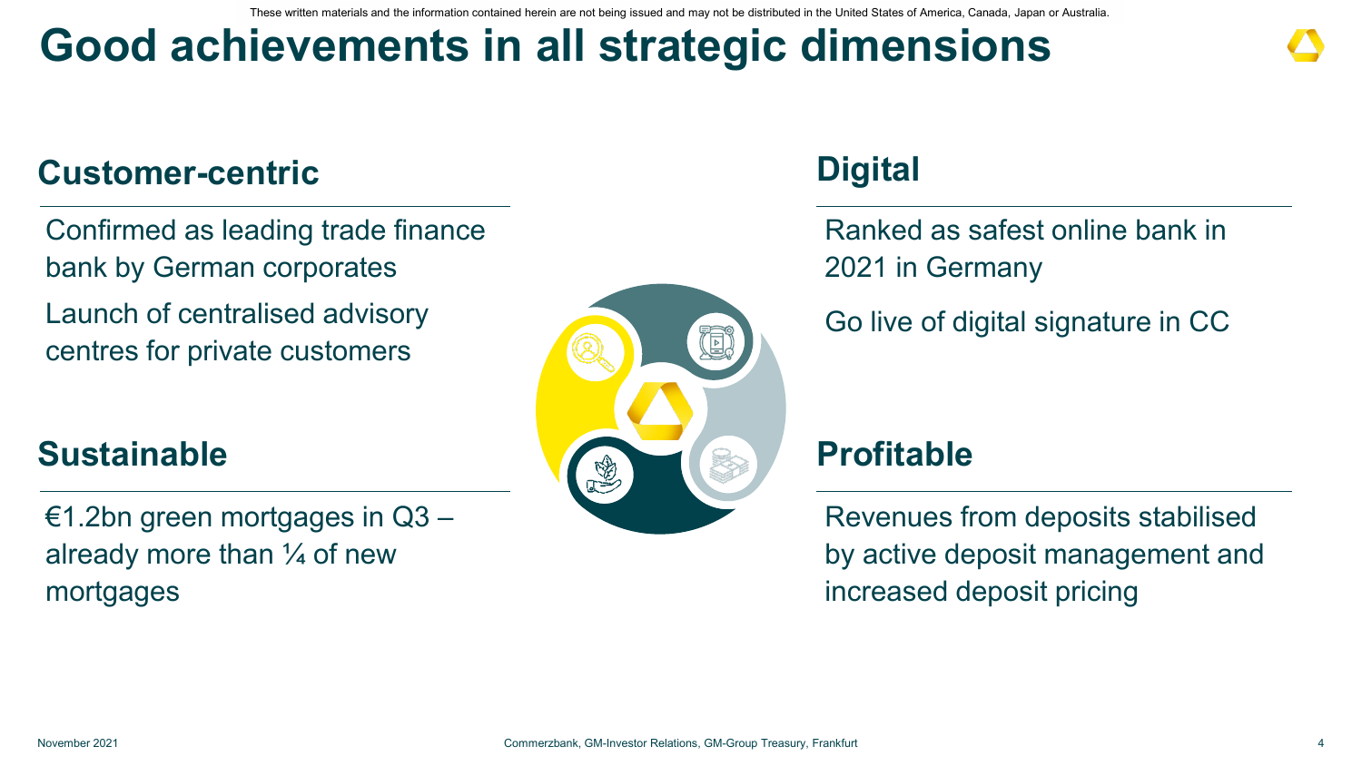These written materials and the information contained herein are not being issued and may not be distributed in the United States of America, Canada, Japan or Australia.

# Good achievements in all strategic dimensions

## Customer-centric

Confirmed as leading trade finance bank by German corporates

Launch of centralised advisory centres for private customers

## Digital

Ranked as safest online bank in 2021 in Germany

Go live of digital signature in CC

## Sustainable

€1.2bn green mortgages in Q3 – already more than ¼ of new mortgages

## Profitable

Revenues from deposits stabilised by active deposit management and increased deposit pricing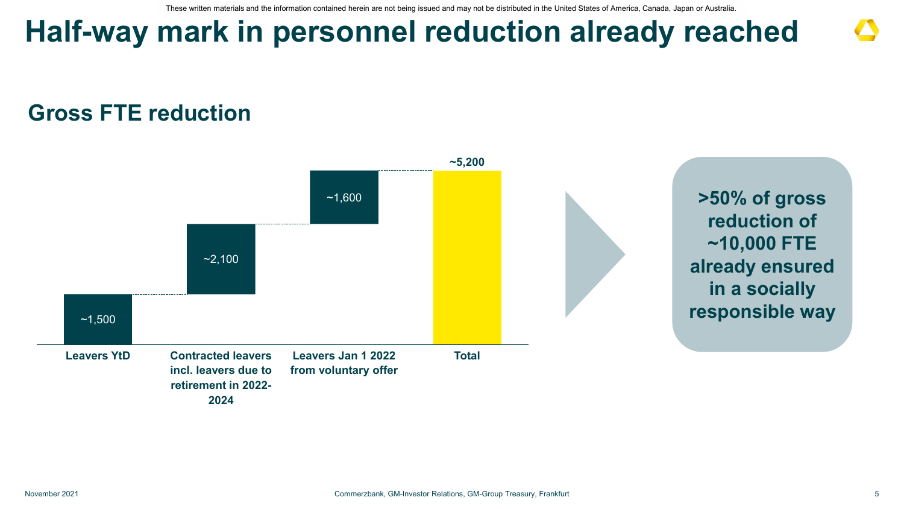# Half-way mark in personnel reduction already reached

## Gross FTE reduction

| Category | FTE |
|---|---|
| Leavers YtD | ~1,500 |
| Contracted leavers incl. leavers due to retirement in 2022-2024 | ~2,100 |
| Leavers Jan 1 2022 from voluntary offer | ~1,600 |
| Total | ~5,200 |

**>50% of gross reduction of ~10,000 FTE already ensured in a socially responsible way**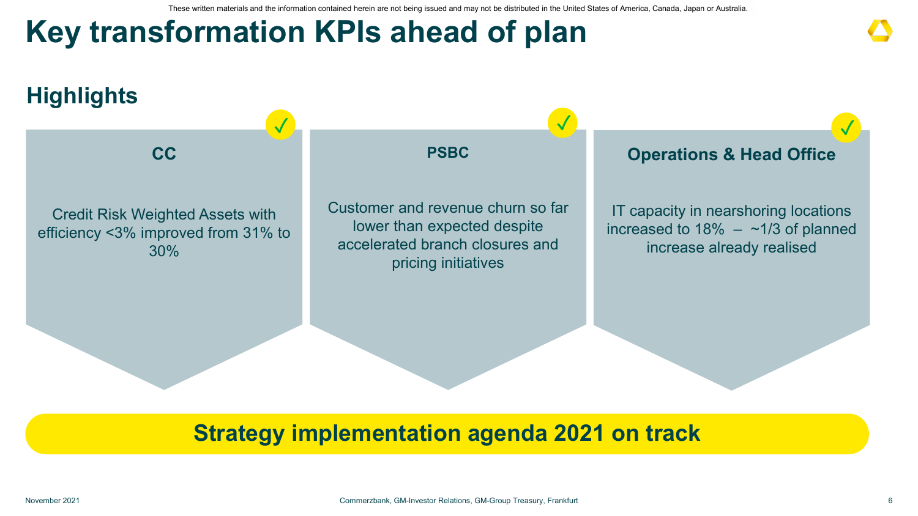# Key transformation KPIs ahead of plan

## Highlights

### CC

Credit Risk Weighted Assets with efficiency <3% improved from 31% to 30%

### PSBC

Customer and revenue churn so far lower than expected despite accelerated branch closures and pricing initiatives

### Operations & Head Office

IT capacity in nearshoring locations increased to 18% – ~1/3 of planned increase already realised

**Strategy implementation agenda 2021 on track**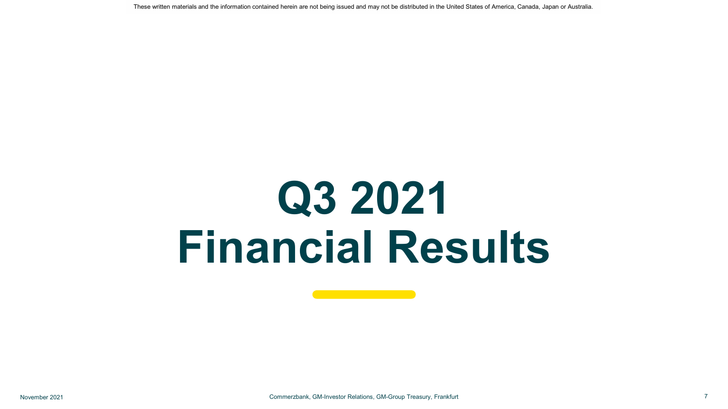These written materials and the information contained herein are not being issued and may not be distributed in the United States of America, Canada, Japan or Australia.

# Q3 2021 Financial Results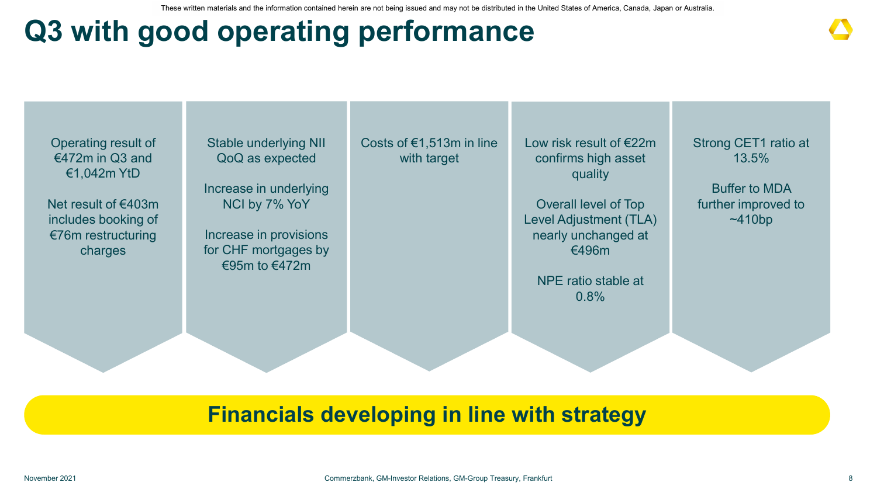# Q3 with good operating performance

- Operating result of €472m in Q3 and €1,042m YtD

  Net result of €403m includes booking of €76m restructuring charges

- Stable underlying NII QoQ as expected

  Increase in underlying NCI by 7% YoY

  Increase in provisions for CHF mortgages by €95m to €472m

- Costs of €1,513m in line with target

- Low risk result of €22m confirms high asset quality

  Overall level of Top Level Adjustment (TLA) nearly unchanged at €496m

  NPE ratio stable at 0.8%

- Strong CET1 ratio at 13.5%

  Buffer to MDA further improved to ~410bp

**Financials developing in line with strategy**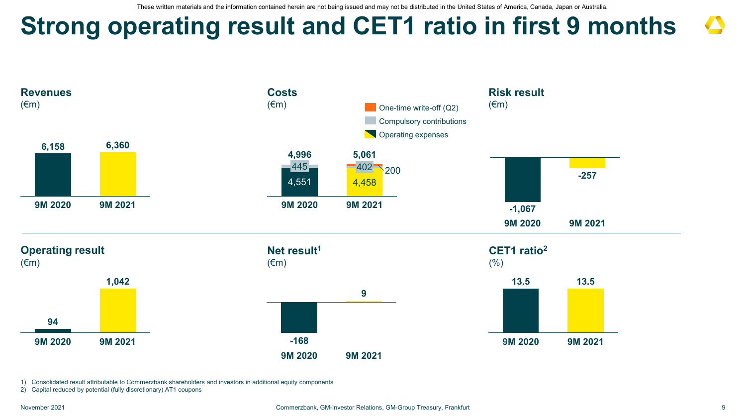These written materials and the information contained herein are not being issued and may not be distributed in the United States of America, Canada, Japan or Australia.

# Strong operating result and CET1 ratio in first 9 months

## Revenues
(€m)

| | 9M 2020 | 9M 2021 |
|---|---|---|
| Revenues | 6,158 | 6,360 |

## Costs
(€m)

| | 9M 2020 | 9M 2021 |
|---|---|---|
| One-time write-off (Q2) | | 200 |
| Compulsory contributions | 445 | 402 |
| Operating expenses | 4,551 | 4,458 |
| Total | 4,996 | 5,061 |

## Risk result
(€m)

| | 9M 2020 | 9M 2021 |
|---|---|---|
| Risk result | -1,067 | -257 |

## Operating result
(€m)

| | 9M 2020 | 9M 2021 |
|---|---|---|
| Operating result | 94 | 1,042 |

## Net result[1]
(€m)

| | 9M 2020 | 9M 2021 |
|---|---|---|
| Net result | -168 | 9 |

## CET1 ratio[2]
(%)

| | 9M 2020 | 9M 2021 |
|---|---|---|
| CET1 ratio | 13.5 | 13.5 |

1) Consolidated result attributable to Commerzbank shareholders and investors in additional equity components
2) Capital reduced by potential (fully discretionary) AT1 coupons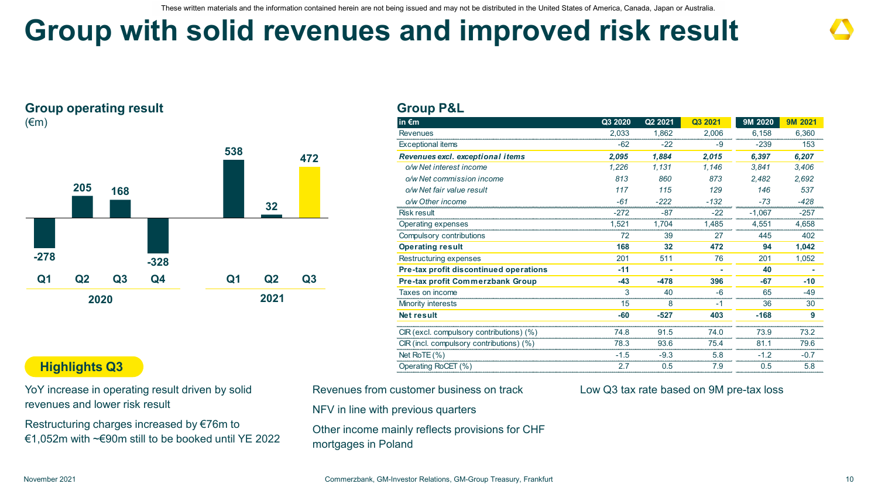These written materials and the information contained herein are not being issued and may not be distributed in the United States of America, Canada, Japan or Australia.

# Group with solid revenues and improved risk result

## Group operating result

(€m)

| | Q1 2020 | Q2 2020 | Q3 2020 | Q4 2020 | Q1 2021 | Q2 2021 | Q3 2021 |
|---|---|---|---|---|---|---|---|
| Operating result | -278 | 205 | 168 | -328 | 538 | 32 | 472 |

## Group P&L

| in €m | Q3 2020 | Q2 2021 | Q3 2021 | 9M 2020 | 9M 2021 |
|---|---|---|---|---|---|
| Revenues | 2,033 | 1,862 | 2,006 | 6,158 | 6,360 |
| Exceptional items | -62 | -22 | -9 | -239 | 153 |
| ***Revenues excl. exceptional items*** | ***2,095*** | ***1,884*** | ***2,015*** | ***6,397*** | ***6,207*** |
| *o/w Net interest income* | *1,226* | *1,131* | *1,146* | *3,841* | *3,406* |
| *o/w Net commission income* | *813* | *860* | *873* | *2,482* | *2,692* |
| *o/w Net fair value result* | *117* | *115* | *129* | *146* | *537* |
| *o/w Other income* | *-61* | *-222* | *-132* | *-73* | *-428* |
| Risk result | -272 | -87 | -22 | -1,067 | -257 |
| Operating expenses | 1,521 | 1,704 | 1,485 | 4,551 | 4,658 |
| Compulsory contributions | 72 | 39 | 27 | 445 | 402 |
| **Operating result** | **168** | **32** | **472** | **94** | **1,042** |
| Restructuring expenses | 201 | 511 | 76 | 201 | 1,052 |
| **Pre-tax profit discontinued operations** | **-11** | **-** | **-** | **40** | **-** |
| **Pre-tax profit Commerzbank Group** | **-43** | **-478** | **396** | **-67** | **-10** |
| Taxes on income | 3 | 40 | -6 | 65 | -49 |
| Minority interests | 15 | 8 | -1 | 36 | 30 |
| **Net result** | **-60** | **-527** | **403** | **-168** | **9** |
| CIR (excl. compulsory contributions) (%) | 74.8 | 91.5 | 74.0 | 73.9 | 73.2 |
| CIR (incl. compulsory contributions) (%) | 78.3 | 93.6 | 75.4 | 81.1 | 79.6 |
| Net RoTE (%) | -1.5 | -9.3 | 5.8 | -1.2 | -0.7 |
| Operating RoCET (%) | 2.7 | 0.5 | 7.9 | 0.5 | 5.8 |

## Highlights Q3

YoY increase in operating result driven by solid revenues and lower risk result

Restructuring charges increased by €76m to €1,052m with ~€90m still to be booked until YE 2022

Revenues from customer business on track

NFV in line with previous quarters

Other income mainly reflects provisions for CHF mortgages in Poland

Low Q3 tax rate based on 9M pre-tax loss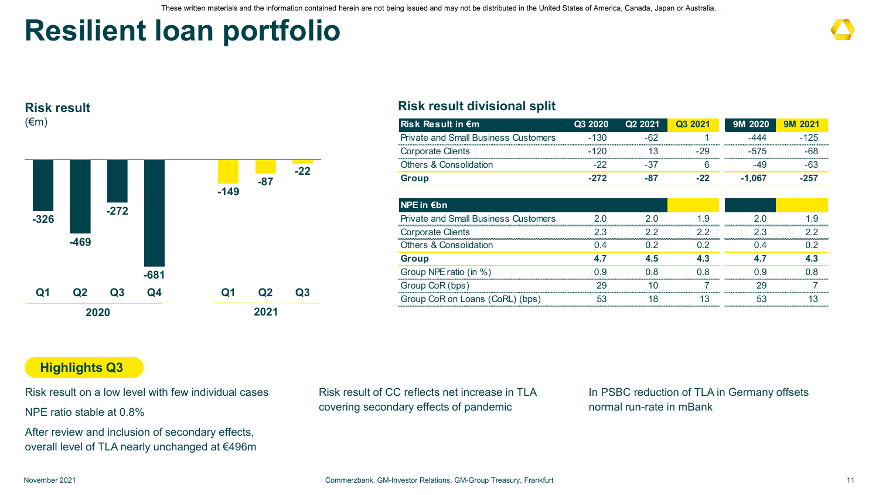These written materials and the information contained herein are not being issued and may not be distributed in the United States of America, Canada, Japan or Australia.

# Resilient loan portfolio

## Risk result
(€m)

| | Q1 2020 | Q2 2020 | Q3 2020 | Q4 2020 | Q1 2021 | Q2 2021 | Q3 2021 |
|---|---|---|---|---|---|---|---|
| Risk result | -326 | -469 | -272 | -681 | -149 | -87 | -22 |

## Risk result divisional split

| Risk Result in €m | Q3 2020 | Q2 2021 | Q3 2021 | 9M 2020 | 9M 2021 |
|---|---|---|---|---|---|
| Private and Small Business Customers | -130 | -62 | 1 | -444 | -125 |
| Corporate Clients | -120 | 13 | -29 | -575 | -68 |
| Others & Consolidation | -22 | -37 | 6 | -49 | -63 |
| **Group** | **-272** | **-87** | **-22** | **-1,067** | **-257** |

| NPE in €bn | | | | | |
|---|---|---|---|---|---|
| Private and Small Business Customers | 2.0 | 2.0 | 1.9 | 2.0 | 1.9 |
| Corporate Clients | 2.3 | 2.2 | 2.2 | 2.3 | 2.2 |
| Others & Consolidation | 0.4 | 0.2 | 0.2 | 0.4 | 0.2 |
| **Group** | **4.7** | **4.5** | **4.3** | **4.7** | **4.3** |
| Group NPE ratio (in %) | 0.9 | 0.8 | 0.8 | 0.9 | 0.8 |
| Group CoR (bps) | 29 | 10 | 7 | 29 | 7 |
| Group CoR on Loans (CoRL) (bps) | 53 | 18 | 13 | 53 | 13 |

**Highlights Q3**

Risk result on a low level with few individual cases

NPE ratio stable at 0.8%

After review and inclusion of secondary effects, overall level of TLA nearly unchanged at €496m

Risk result of CC reflects net increase in TLA covering secondary effects of pandemic

In PSBC reduction of TLA in Germany offsets normal run-rate in mBank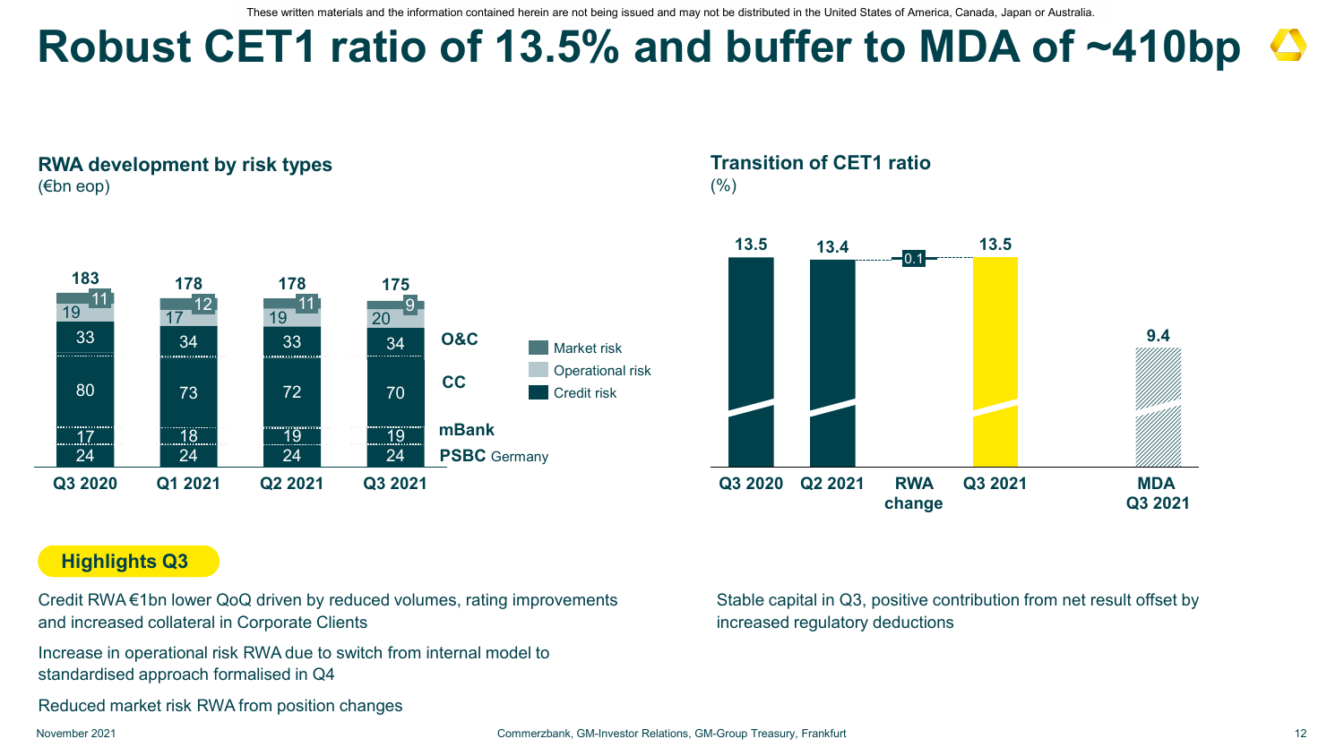# Robust CET1 ratio of 13.5% and buffer to MDA of ~410bp

## RWA development by risk types

(€bn eop)

| | Q3 2020 | Q1 2021 | Q2 2021 | Q3 2021 |
|---|---|---|---|---|
| Total | 183 | 178 | 178 | 175 |
| Market risk | 11 | 12 | 11 | 9 |
| Operational risk | 19 | 17 | 19 | 20 |
| Credit risk – O&C | 33 | 34 | 33 | 34 |
| Credit risk – CC | 80 | 73 | 72 | 70 |
| Credit risk – mBank | 17 | 18 | 19 | 19 |
| Credit risk – PSBC Germany | 24 | 24 | 24 | 24 |

## Transition of CET1 ratio

(%)

| Q3 2020 | Q2 2021 | RWA change | Q3 2021 | MDA Q3 2021 |
|---|---|---|---|---|
| 13.5 | 13.4 | 0.1 | 13.5 | 9.4 |

## Highlights Q3

Credit RWA €1bn lower QoQ driven by reduced volumes, rating improvements and increased collateral in Corporate Clients

Increase in operational risk RWA due to switch from internal model to standardised approach formalised in Q4

Reduced market risk RWA from position changes

Stable capital in Q3, positive contribution from net result offset by increased regulatory deductions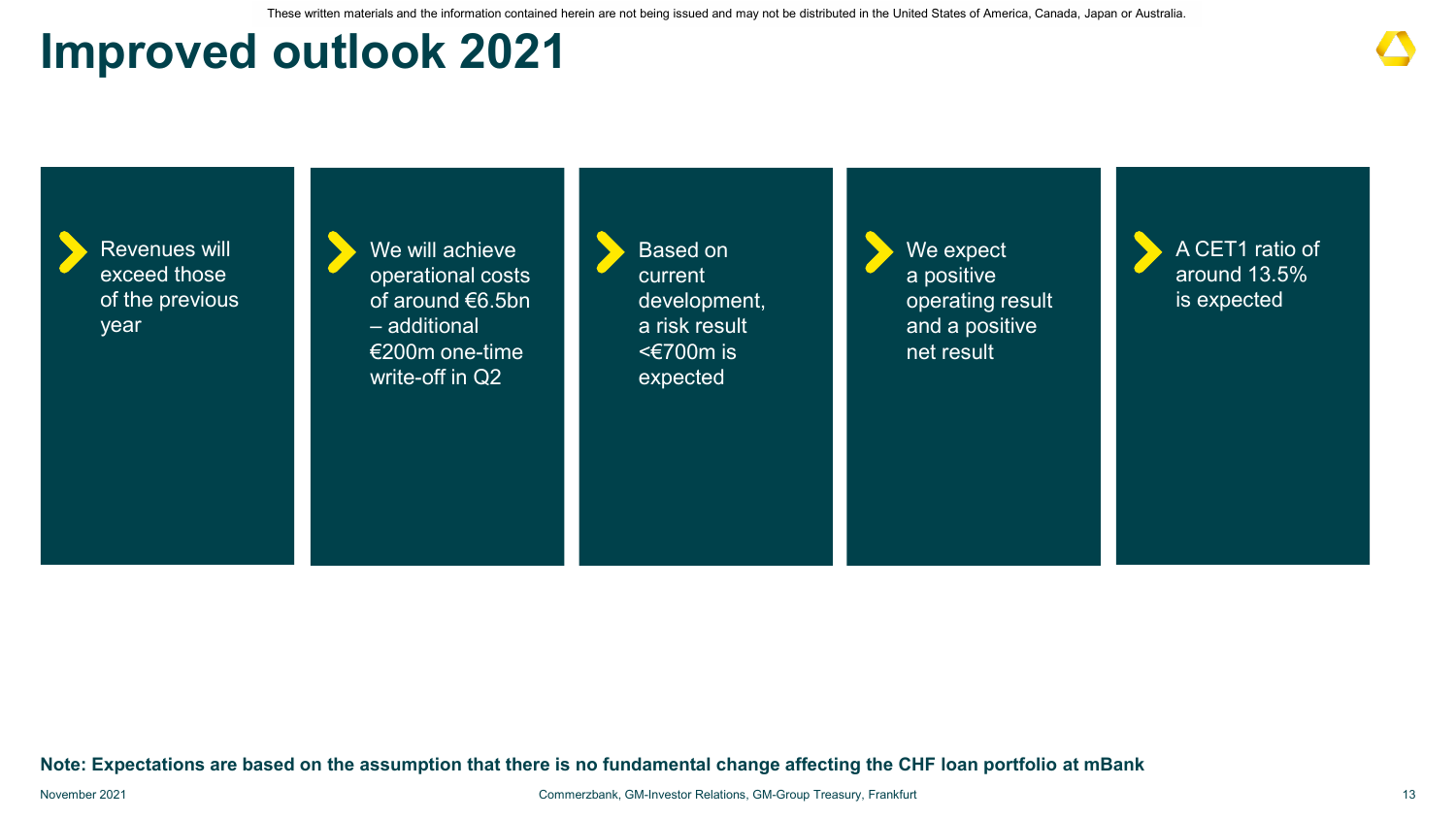These written materials and the information contained herein are not being issued and may not be distributed in the United States of America, Canada, Japan or Australia.

# Improved outlook 2021

- Revenues will exceed those of the previous year
- We will achieve operational costs of around €6.5bn – additional €200m one-time write-off in Q2
- Based on current development, a risk result <€700m is expected
- We expect a positive operating result and a positive net result
- A CET1 ratio of around 13.5% is expected

**Note: Expectations are based on the assumption that there is no fundamental change affecting the CHF loan portfolio at mBank**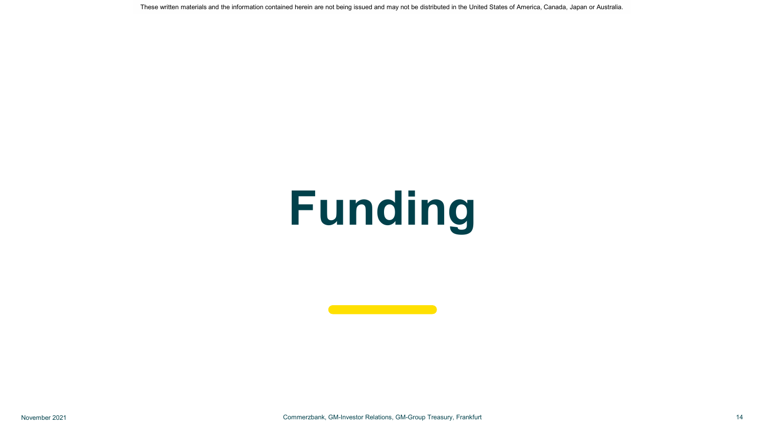# Funding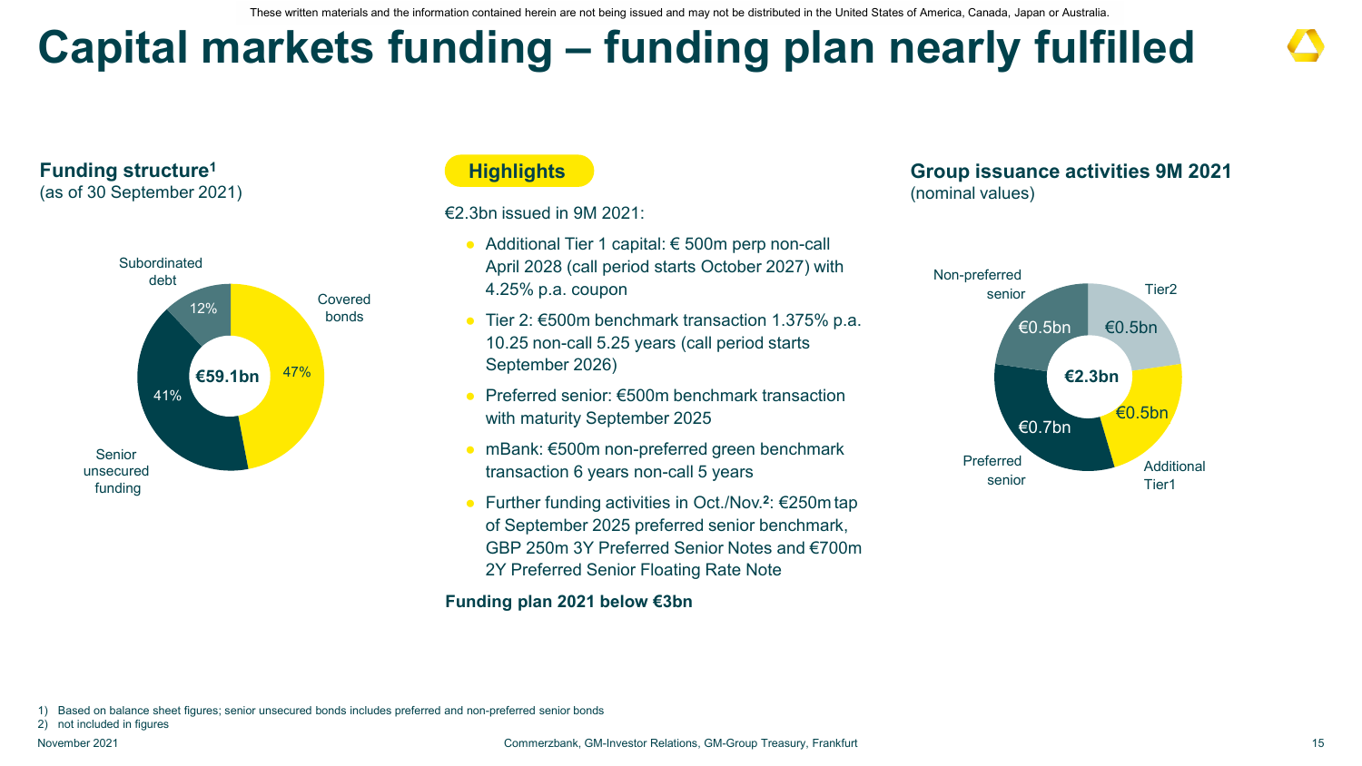These written materials and the information contained herein are not being issued and may not be distributed in the United States of America, Canada, Japan or Australia.

# Capital markets funding – funding plan nearly fulfilled

## Funding structure[1]

(as of 30 September 2021)

| Category | Share |
|---|---|
| Covered bonds | 47% |
| Senior unsecured funding | 41% |
| Subordinated debt | 12% |
| **Total** | **€59.1bn** |

## Highlights

€2.3bn issued in 9M 2021:

- Additional Tier 1 capital: € 500m perp non-call April 2028 (call period starts October 2027) with 4.25% p.a. coupon
- Tier 2: €500m benchmark transaction 1.375% p.a. 10.25 non-call 5.25 years (call period starts September 2026)
- Preferred senior: €500m benchmark transaction with maturity September 2025
- mBank: €500m non-preferred green benchmark transaction 6 years non-call 5 years
- Further funding activities in Oct./Nov.[2]: €250m tap of September 2025 preferred senior benchmark, GBP 250m 3Y Preferred Senior Notes and €700m 2Y Preferred Senior Floating Rate Note

**Funding plan 2021 below €3bn**

## Group issuance activities 9M 2021

(nominal values)

| Category | Amount |
|---|---|
| Tier2 | €0.5bn |
| Additional Tier1 | €0.5bn |
| Preferred senior | €0.7bn |
| Non-preferred senior | €0.5bn |
| **Total** | **€2.3bn** |

1) Based on balance sheet figures; senior unsecured bonds includes preferred and non-preferred senior bonds
2) not included in figures

November 2021 Commerzbank, GM-Investor Relations, GM-Group Treasury, Frankfurt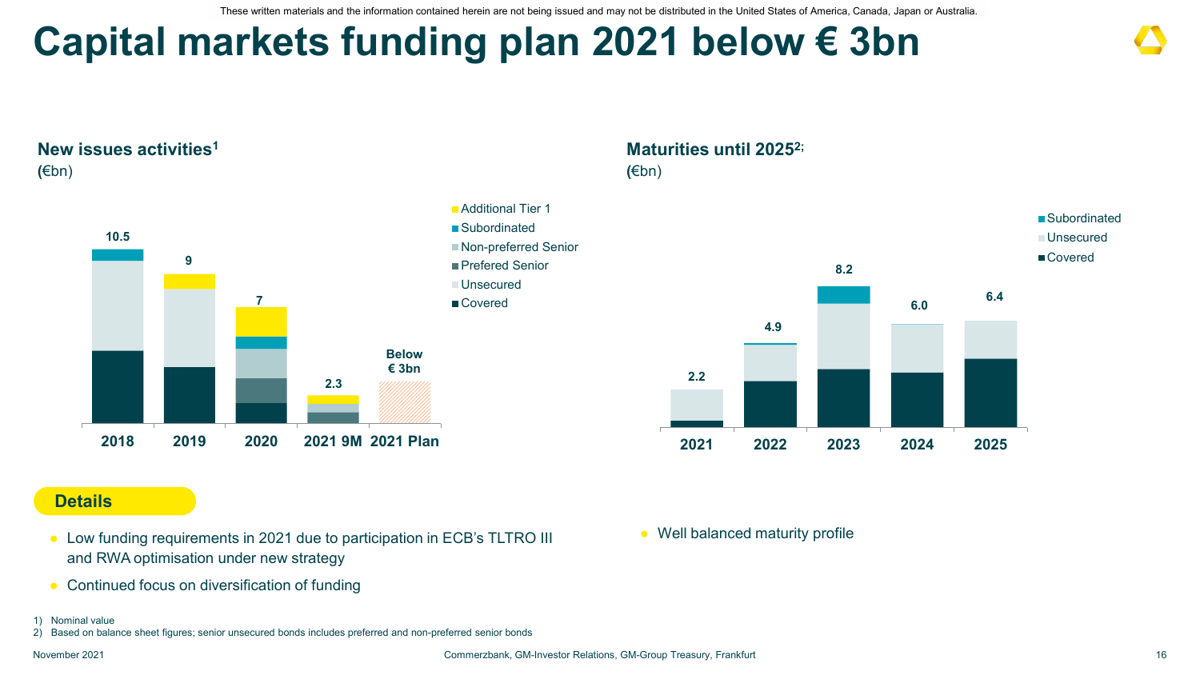These written materials and the information contained herein are not being issued and may not be distributed in the United States of America, Canada, Japan or Australia.

# Capital markets funding plan 2021 below € 3bn

## New issues activities[1]

(€bn)

| | 2018 | 2019 | 2020 | 2021 9M | 2021 Plan |
|---|---|---|---|---|---|
| Total | 10.5 | 9 | 7 | 2.3 | Below € 3bn |

Legend: Additional Tier 1, Subordinated, Non-preferred Senior, Prefered Senior, Unsecured, Covered

## Maturities until 2025[2;]

(€bn)

| | 2021 | 2022 | 2023 | 2024 | 2025 |
|---|---|---|---|---|---|
| Total | 2.2 | 4.9 | 8.2 | 6.0 | 6.4 |

Legend: Subordinated, Unsecured, Covered

**Details**

- Low funding requirements in 2021 due to participation in ECB's TLTRO III and RWA optimisation under new strategy
- Continued focus on diversification of funding
- Well balanced maturity profile

1) Nominal value
2) Based on balance sheet figures; senior unsecured bonds includes preferred and non-preferred senior bonds

November 2021 Commerzbank, GM-Investor Relations, GM-Group Treasury, Frankfurt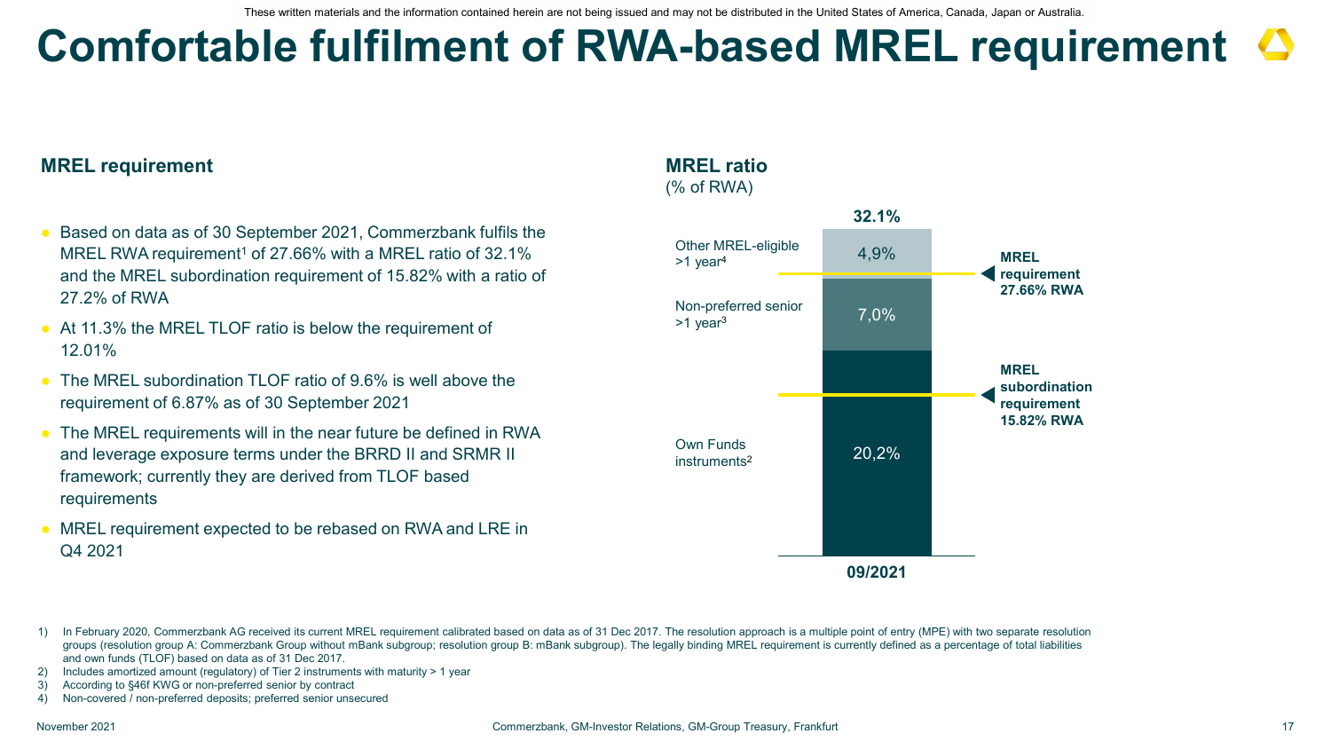These written materials and the information contained herein are not being issued and may not be distributed in the United States of America, Canada, Japan or Australia.

# Comfortable fulfilment of RWA-based MREL requirement

## MREL requirement

- Based on data as of 30 September 2021, Commerzbank fulfils the MREL RWA requirement[1] of 27.66% with a MREL ratio of 32.1% and the MREL subordination requirement of 15.82% with a ratio of 27.2% of RWA
- At 11.3% the MREL TLOF ratio is below the requirement of 12.01%
- The MREL subordination TLOF ratio of 9.6% is well above the requirement of 6.87% as of 30 September 2021
- The MREL requirements will in the near future be defined in RWA and leverage exposure terms under the BRRD II and SRMR II framework; currently they are derived from TLOF based requirements
- MREL requirement expected to be rebased on RWA and LRE in Q4 2021

## MREL ratio

(% of RWA)

| 09/2021 | |
|---|---|
| Other MREL-eligible >1 year[4] | 4,9% |
| Non-preferred senior >1 year[3] | 7,0% |
| Own Funds instruments[2] | 20,2% |
| **Total** | **32.1%** |

**MREL requirement 27.66% RWA**

**MREL subordination requirement 15.82% RWA**

1) In February 2020, Commerzbank AG received its current MREL requirement calibrated based on data as of 31 Dec 2017. The resolution approach is a multiple point of entry (MPE) with two separate resolution groups (resolution group A: Commerzbank Group without mBank subgroup; resolution group B: mBank subgroup). The legally binding MREL requirement is currently defined as a percentage of total liabilities and own funds (TLOF) based on data as of 31 Dec 2017.
2) Includes amortized amount (regulatory) of Tier 2 instruments with maturity > 1 year
3) According to §46f KWG or non-preferred senior by contract
4) Non-covered / non-preferred deposits; preferred senior unsecured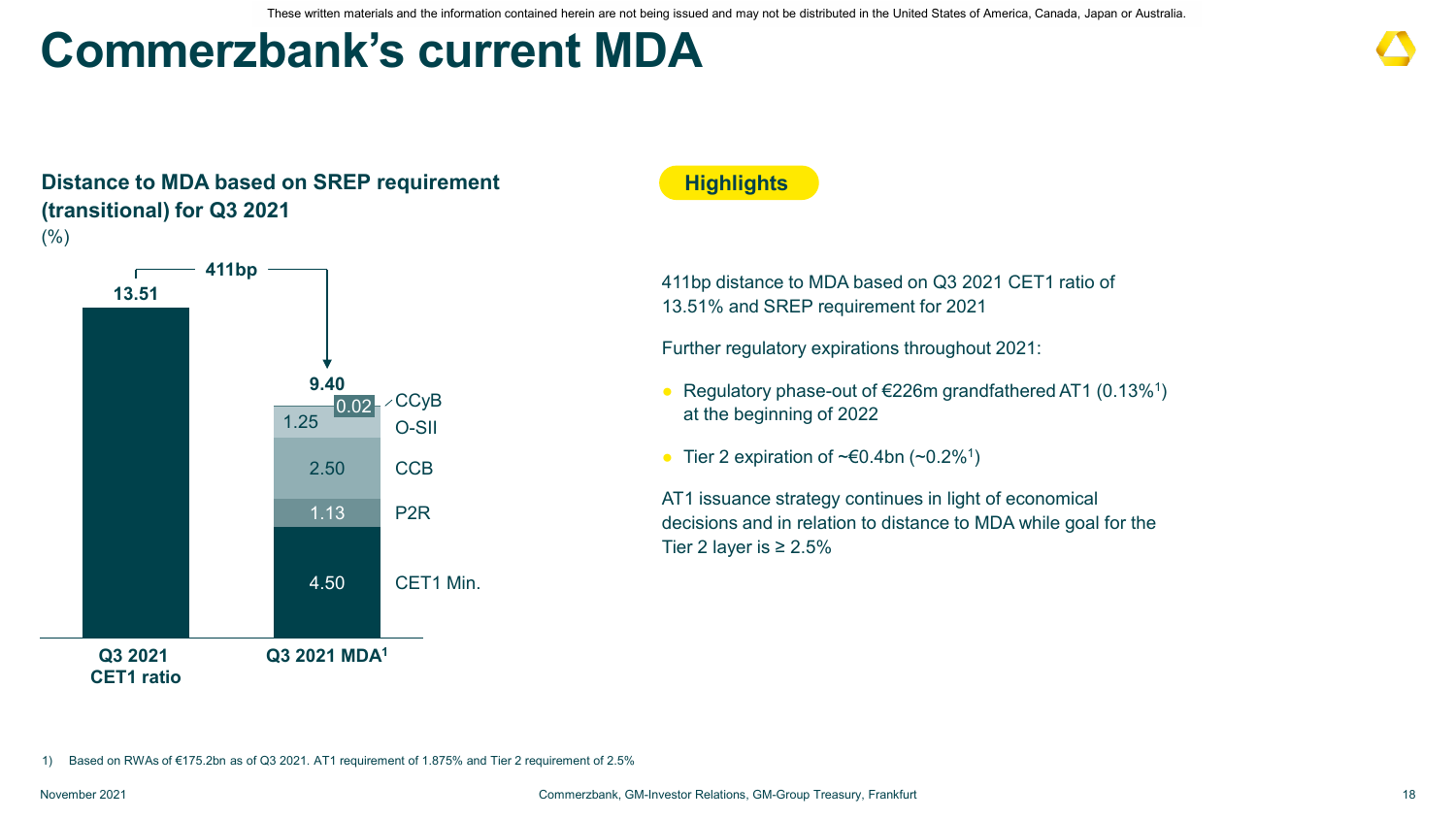These written materials and the information contained herein are not being issued and may not be distributed in the United States of America, Canada, Japan or Australia.

# Commerzbank's current MDA

**Distance to MDA based on SREP requirement (transitional) for Q3 2021**
(%)

| Component | Q3 2021 CET1 ratio | Q3 2021 MDA[1] |
|---|---|---|
| CET1 Min. | | 4.50 |
| P2R | | 1.13 |
| CCB | | 2.50 |
| O-SII | | 1.25 |
| CCyB | | 0.02 |
| **Total** | **13.51** | **9.40** |

Distance: 411bp

**Highlights**

411bp distance to MDA based on Q3 2021 CET1 ratio of 13.51% and SREP requirement for 2021

Further regulatory expirations throughout 2021:

- Regulatory phase-out of €226m grandfathered AT1 (0.13%[1]) at the beginning of 2022
- Tier 2 expiration of ~€0.4bn (~0.2%[1])

AT1 issuance strategy continues in light of economical decisions and in relation to distance to MDA while goal for the Tier 2 layer is ≥ 2.5%

1) Based on RWAs of €175.2bn as of Q3 2021. AT1 requirement of 1.875% and Tier 2 requirement of 2.5%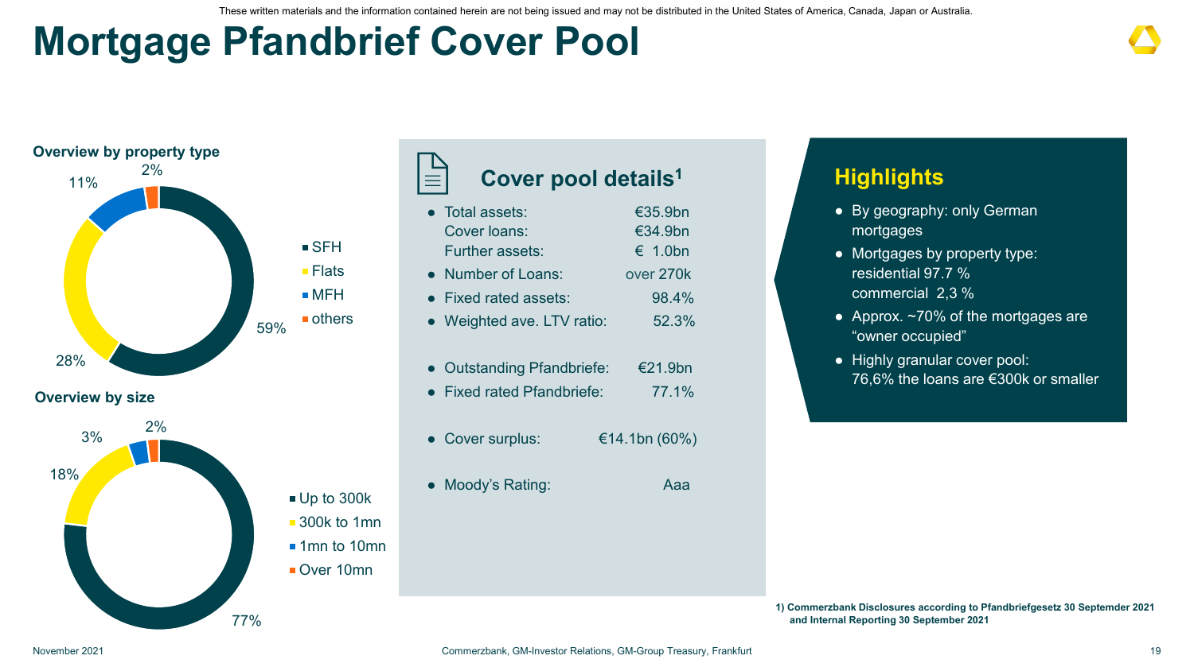These written materials and the information contained herein are not being issued and may not be distributed in the United States of America, Canada, Japan or Australia.

# Mortgage Pfandbrief Cover Pool

### Overview by property type

| Property type | Share |
|---|---|
| SFH | 59% |
| Flats | 28% |
| MFH | 11% |
| others | 2% |

### Overview by size

| Size | Share |
|---|---|
| Up to 300k | 77% |
| 300k to 1mn | 18% |
| 1mn to 10mn | 3% |
| Over 10mn | 2% |

## Cover pool details[1]

- Total assets: €35.9bn
  Cover loans: €34.9bn
  Further assets: € 1.0bn
- Number of Loans: over 270k
- Fixed rated assets: 98.4%
- Weighted ave. LTV ratio: 52.3%

- Outstanding Pfandbriefe: €21.9bn
- Fixed rated Pfandbriefe: 77.1%

- Cover surplus: €14.1bn (60%)

- Moody's Rating: Aaa

## Highlights

- By geography: only German mortgages
- Mortgages by property type:
  residential 97.7 %
  commercial 2,3 %
- Approx. ~70% of the mortgages are "owner occupied"
- Highly granular cover pool:
  76,6% the loans are €300k or smaller

**1) Commerzbank Disclosures according to Pfandbriefgesetz 30 Septemder 2021 and Internal Reporting 30 September 2021**

November 2021 — Commerzbank, GM-Investor Relations, GM-Group Treasury, Frankfurt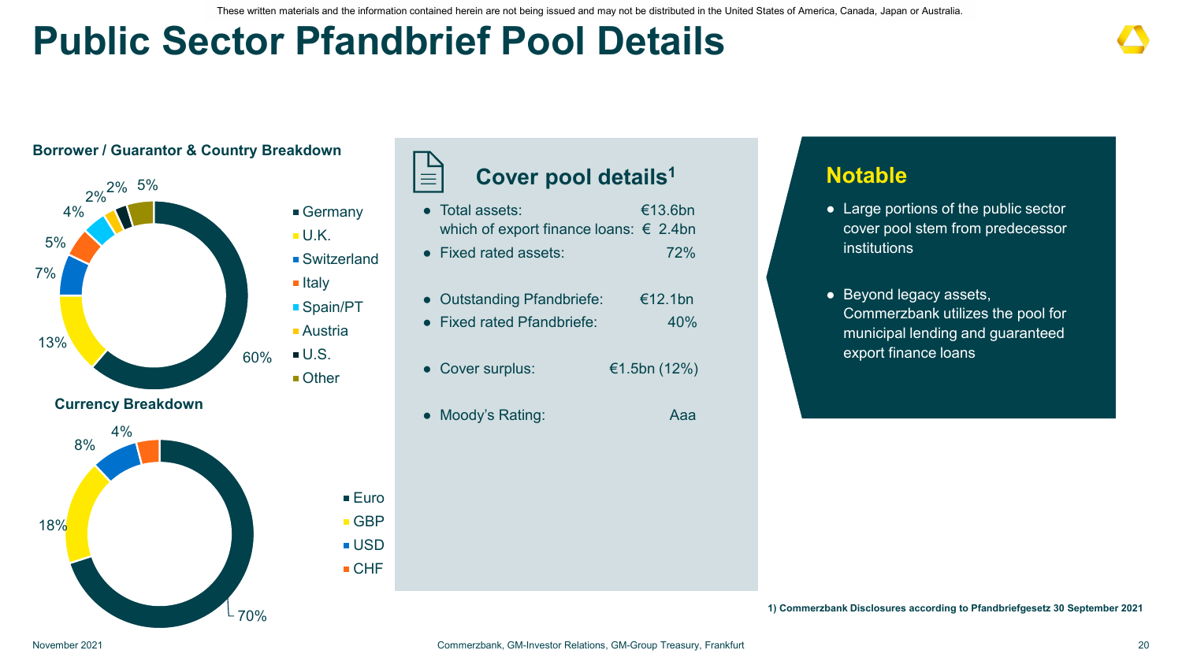These written materials and the information contained herein are not being issued and may not be distributed in the United States of America, Canada, Japan or Australia.

# Public Sector Pfandbrief Pool Details

### Borrower / Guarantor & Country Breakdown

| Country | Share |
|---|---|
| Germany | 60% |
| U.K. | 13% |
| Switzerland | 7% |
| Italy | 5% |
| Spain/PT | 4% |
| Austria | 2% |
| U.S. | 2% |
| Other | 5% |

### Currency Breakdown

| Currency | Share |
|---|---|
| Euro | 70% |
| GBP | 18% |
| USD | 8% |
| CHF | 4% |

## Cover pool details[1]

- Total assets: €13.6bn
  which of export finance loans: € 2.4bn
- Fixed rated assets: 72%
- Outstanding Pfandbriefe: €12.1bn
- Fixed rated Pfandbriefe: 40%
- Cover surplus: €1.5bn (12%)
- Moody's Rating: Aaa

## Notable

- Large portions of the public sector cover pool stem from predecessor institutions
- Beyond legacy assets, Commerzbank utilizes the pool for municipal lending and guaranteed export finance loans

**1) Commerzbank Disclosures according to Pfandbriefgesetz 30 September 2021**

November 2021

Commerzbank, GM-Investor Relations, GM-Group Treasury, Frankfurt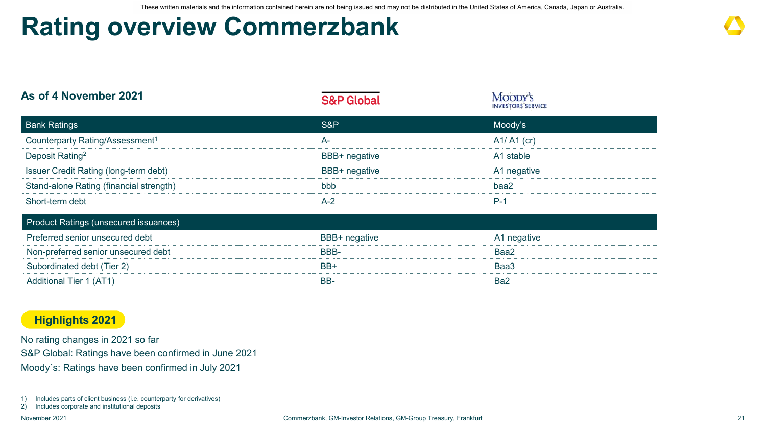These written materials and the information contained herein are not being issued and may not be distributed in the United States of America, Canada, Japan or Australia.

# Rating overview Commerzbank

**As of 4 November 2021**

| Bank Ratings | S&P | Moody's |
|---|---|---|
| Counterparty Rating/Assessment[1] | A- | A1/ A1 (cr) |
| Deposit Rating[2] | BBB+ negative | A1 stable |
| Issuer Credit Rating (long-term debt) | BBB+ negative | A1 negative |
| Stand-alone Rating (financial strength) | bbb | baa2 |
| Short-term debt | A-2 | P-1 |
| **Product Ratings (unsecured issuances)** | | |
| Preferred senior unsecured debt | BBB+ negative | A1 negative |
| Non-preferred senior unsecured debt | BBB- | Baa2 |
| Subordinated debt (Tier 2) | BB+ | Baa3 |
| Additional Tier 1 (AT1) | BB- | Ba2 |

**Highlights 2021**

No rating changes in 2021 so far

S&P Global: Ratings have been confirmed in June 2021

Moody´s: Ratings have been confirmed in July 2021

1) Includes parts of client business (i.e. counterparty for derivatives)
2) Includes corporate and institutional deposits

November 2021 — Commerzbank, GM-Investor Relations, GM-Group Treasury, Frankfurt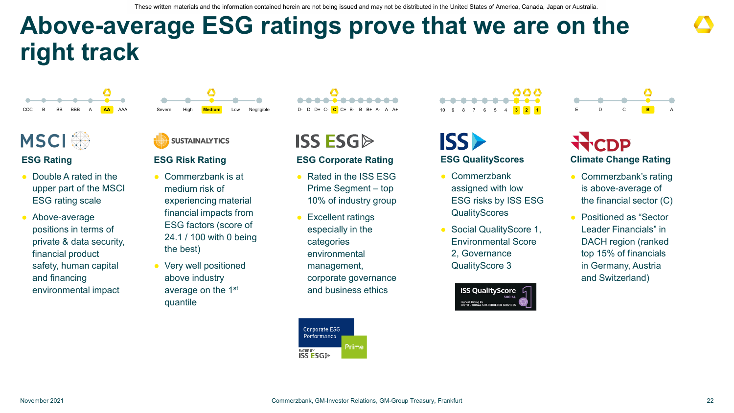These written materials and the information contained herein are not being issued and may not be distributed in the United States of America, Canada, Japan or Australia.

# Above-average ESG ratings prove that we are on the right track

CCC B BB BBB A **AA** AAA

## MSCI

### ESG Rating

- Double A rated in the upper part of the MSCI ESG rating scale
- Above-average positions in terms of private & data security, financial product safety, human capital and financing environmental impact

Severe High **Medium** Low Negligible

## SUSTAINALYTICS

### ESG Risk Rating

- Commerzbank is at medium risk of experiencing material financial impacts from ESG factors (score of 24.1 / 100 with 0 being the best)
- Very well positioned above industry average on the 1st quantile

D- D D+ C- **C** C+ B- B B+ A- A A+

## ISS ESG

### ESG Corporate Rating

- Rated in the ISS ESG Prime Segment – top 10% of industry group
- Excellent ratings especially in the categories environmental management, corporate governance and business ethics

Corporate ESG Performance Prime RATED BY ISS ESG

10 9 8 7 6 5 4 **3** **2** **1**

## ISS

### ESG QualityScores

- Commerzbank assigned with low ESG risks by ISS ESG QualityScores
- Social QualityScore 1, Environmental Score 2, Governance QualityScore 3

ISS QualityScore SOCIAL 1 Highest Rating By INSTITUTIONAL SHAREHOLDER SERVICES

E D C **B** A

## CDP

### Climate Change Rating

- Commerzbank's rating is above-average of the financial sector (C)
- Positioned as "Sector Leader Financials" in DACH region (ranked top 15% of financials in Germany, Austria and Switzerland)

November 2021 Commerzbank, GM-Investor Relations, GM-Group Treasury, Frankfurt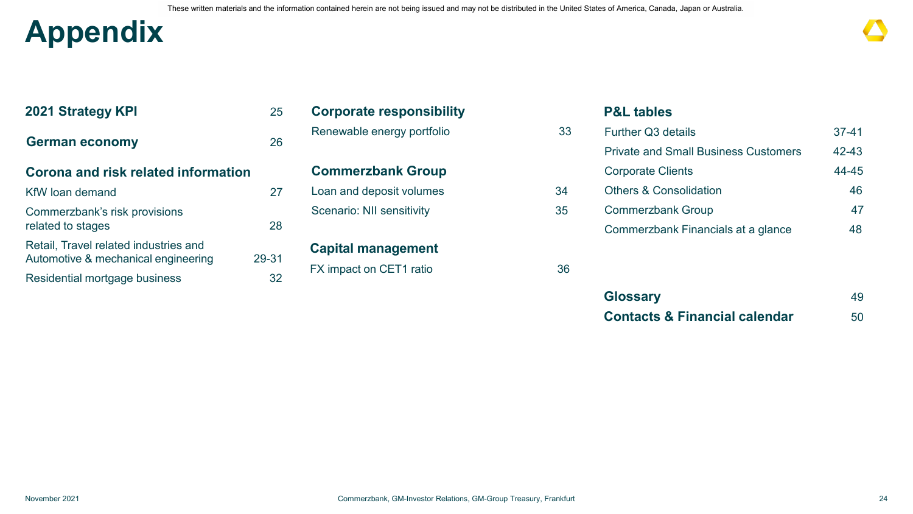These written materials and the information contained herein are not being issued and may not be distributed in the United States of America, Canada, Japan or Australia.

# Appendix

| Section | Page |
|---|---|
| **2021 Strategy KPI** | 25 |
| **German economy** | 26 |
| **Corona and risk related information** | |
| KfW loan demand | 27 |
| Commerzbank's risk provisions related to stages | 28 |
| Retail, Travel related industries and Automotive & mechanical engineering | 29-31 |
| Residential mortgage business | 32 |
| **Corporate responsibility** | |
| Renewable energy portfolio | 33 |
| **Commerzbank Group** | |
| Loan and deposit volumes | 34 |
| Scenario: NII sensitivity | 35 |
| **Capital management** | |
| FX impact on CET1 ratio | 36 |
| **P&L tables** | |
| Further Q3 details | 37-41 |
| Private and Small Business Customers | 42-43 |
| Corporate Clients | 44-45 |
| Others & Consolidation | 46 |
| Commerzbank Group | 47 |
| Commerzbank Financials at a glance | 48 |
| **Glossary** | 49 |
| **Contacts & Financial calendar** | 50 |

November 2021 | Commerzbank, GM-Investor Relations, GM-Group Treasury, Frankfurt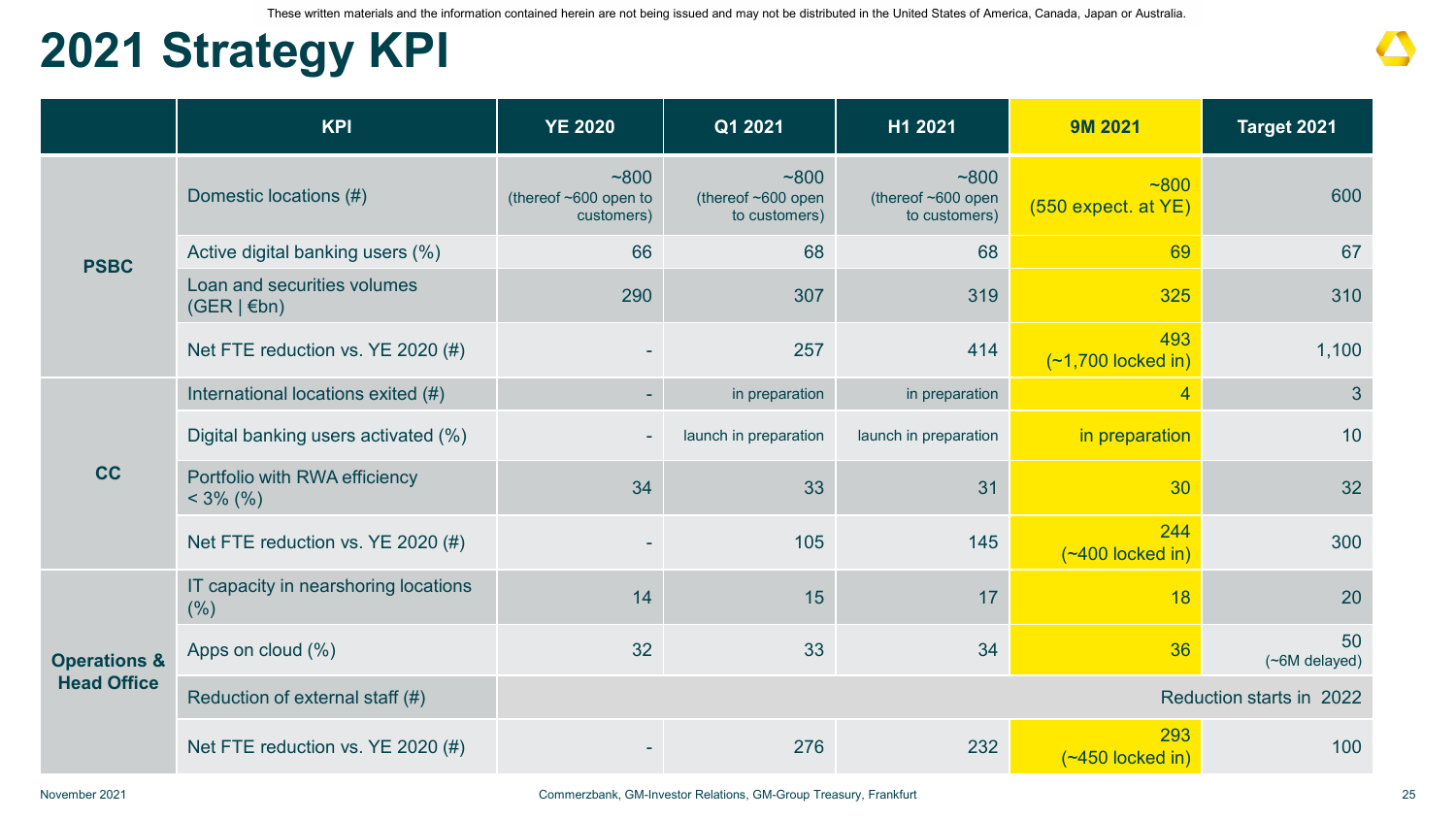# 2021 Strategy KPI

| | KPI | YE 2020 | Q1 2021 | H1 2021 | 9M 2021 | Target 2021 |
|---|---|---|---|---|---|---|
| PSBC | Domestic locations (#) | ~800 (thereof ~600 open to customers) | ~800 (thereof ~600 open to customers) | ~800 (thereof ~600 open to customers) | ~800 (550 expect. at YE) | 600 |
| | Active digital banking users (%) | 66 | 68 | 68 | 69 | 67 |
| | Loan and securities volumes (GER \| €bn) | 290 | 307 | 319 | 325 | 310 |
| | Net FTE reduction vs. YE 2020 (#) | - | 257 | 414 | 493 (~1,700 locked in) | 1,100 |
| CC | International locations exited (#) | - | in preparation | in preparation | 4 | 3 |
| | Digital banking users activated (%) | - | launch in preparation | launch in preparation | in preparation | 10 |
| | Portfolio with RWA efficiency < 3% (%) | 34 | 33 | 31 | 30 | 32 |
| | Net FTE reduction vs. YE 2020 (#) | - | 105 | 145 | 244 (~400 locked in) | 300 |
| Operations & Head Office | IT capacity in nearshoring locations (%) | 14 | 15 | 17 | 18 | 20 |
| | Apps on cloud (%) | 32 | 33 | 34 | 36 | 50 (~6M delayed) |
| | Reduction of external staff (#) | Reduction starts in 2022 | | | | |
| | Net FTE reduction vs. YE 2020 (#) | - | 276 | 232 | 293 (~450 locked in) | 100 |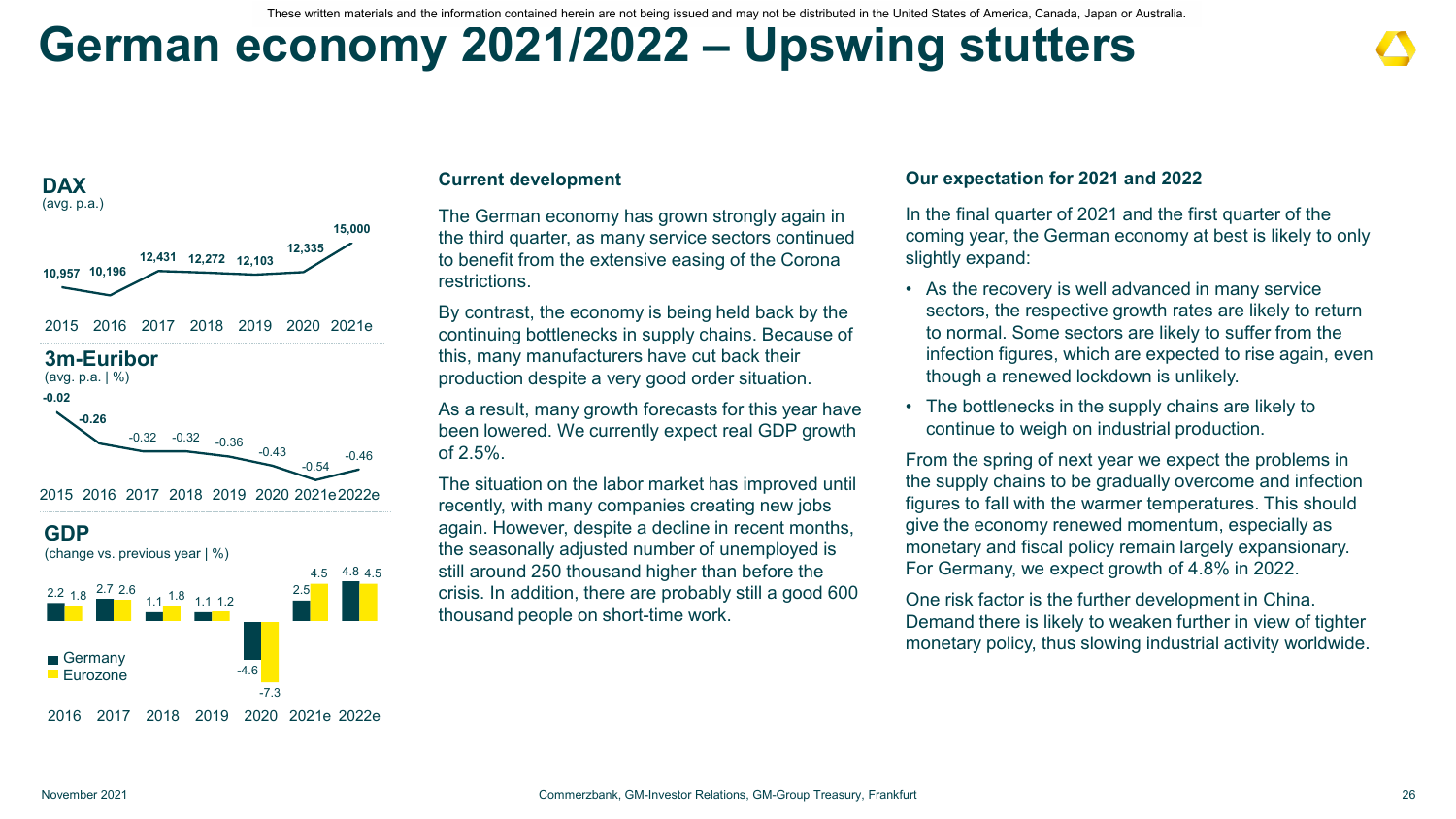These written materials and the information contained herein are not being issued and may not be distributed in the United States of America, Canada, Japan or Australia.

# German economy 2021/2022 – Upswing stutters

**DAX**
(avg. p.a.)

| 2015 | 2016 | 2017 | 2018 | 2019 | 2020 | 2021e |
|---|---|---|---|---|---|---|
| 10,957 | 10,196 | 12,431 | 12,272 | 12,103 | 12,335 | 15,000 |

**3m-Euribor**
(avg. p.a. | %)

| 2015 | 2016 | 2017 | 2018 | 2019 | 2020 | 2021e | 2022e |
|---|---|---|---|---|---|---|---|
| -0.02 | -0.26 | -0.32 | -0.32 | -0.36 | -0.43 | -0.54 | -0.46 |

**GDP**
(change vs. previous year | %)

| | 2016 | 2017 | 2018 | 2019 | 2020 | 2021e | 2022e |
|---|---|---|---|---|---|---|---|
| Germany | 2.2 | 2.7 | 1.1 | 1.1 | -4.6 | 2.5 | 4.8 |
| Eurozone | 1.8 | 2.6 | 1.8 | 1.2 | -7.3 | 4.5 | 4.5 |

### Current development

The German economy has grown strongly again in the third quarter, as many service sectors continued to benefit from the extensive easing of the Corona restrictions.

By contrast, the economy is being held back by the continuing bottlenecks in supply chains. Because of this, many manufacturers have cut back their production despite a very good order situation.

As a result, many growth forecasts for this year have been lowered. We currently expect real GDP growth of 2.5%.

The situation on the labor market has improved until recently, with many companies creating new jobs again. However, despite a decline in recent months, the seasonally adjusted number of unemployed is still around 250 thousand higher than before the crisis. In addition, there are probably still a good 600 thousand people on short-time work.

### Our expectation for 2021 and 2022

In the final quarter of 2021 and the first quarter of the coming year, the German economy at best is likely to only slightly expand:

- As the recovery is well advanced in many service sectors, the respective growth rates are likely to return to normal. Some sectors are likely to suffer from the infection figures, which are expected to rise again, even though a renewed lockdown is unlikely.
- The bottlenecks in the supply chains are likely to continue to weigh on industrial production.

From the spring of next year we expect the problems in the supply chains to be gradually overcome and infection figures to fall with the warmer temperatures. This should give the economy renewed momentum, especially as monetary and fiscal policy remain largely expansionary. For Germany, we expect growth of 4.8% in 2022.

One risk factor is the further development in China. Demand there is likely to weaken further in view of tighter monetary policy, thus slowing industrial activity worldwide.

November 2021 — Commerzbank, GM-Investor Relations, GM-Group Treasury, Frankfurt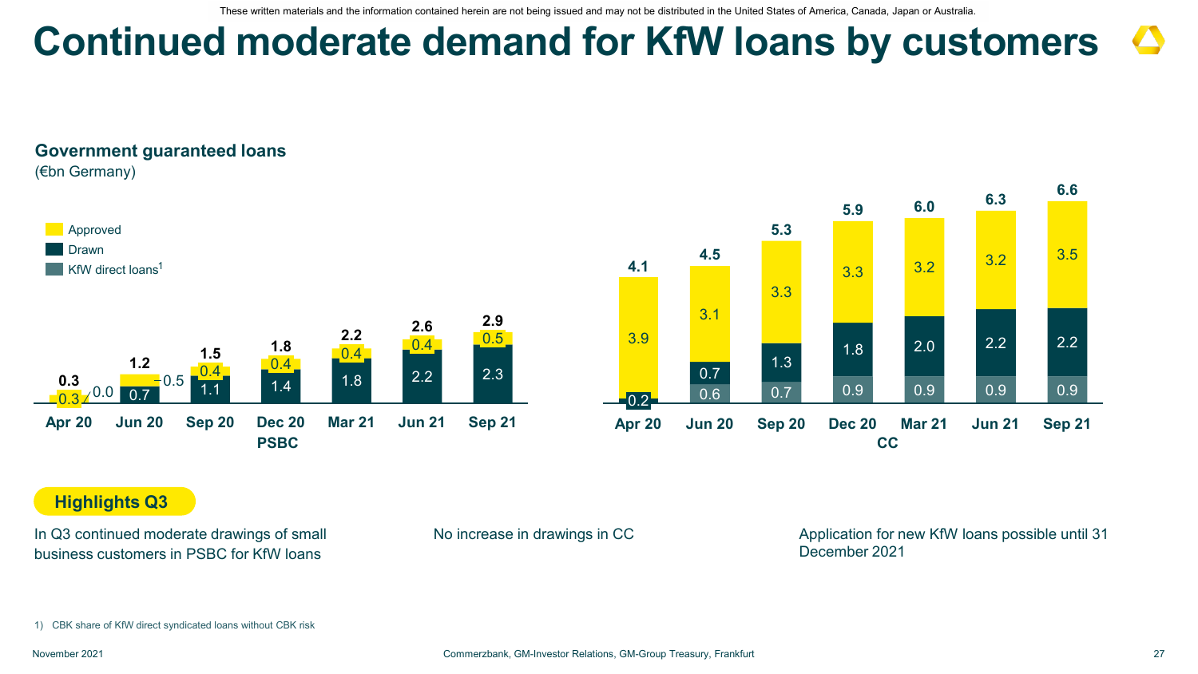These written materials and the information contained herein are not being issued and may not be distributed in the United States of America, Canada, Japan or Australia.

# Continued moderate demand for KfW loans by customers

## Government guaranteed loans

(€bn Germany)

**PSBC**

| | Apr 20 | Jun 20 | Sep 20 | Dec 20 | Mar 21 | Jun 21 | Sep 21 |
|---|---|---|---|---|---|---|---|
| Approved | 0.3 | 0.5 | 0.4 | 0.4 | 0.4 | 0.4 | 0.5 |
| Drawn | 0.0 | 0.7 | 1.1 | 1.4 | 1.8 | 2.2 | 2.3 |
| Total | 0.3 | 1.2 | 1.5 | 1.8 | 2.2 | 2.6 | 2.9 |

**CC**

| | Apr 20 | Jun 20 | Sep 20 | Dec 20 | Mar 21 | Jun 21 | Sep 21 |
|---|---|---|---|---|---|---|---|
| Approved | 3.9 | 3.1 | 3.3 | 3.3 | 3.2 | 3.2 | 3.5 |
| Drawn | 0.2 | 0.7 | 1.3 | 1.8 | 2.0 | 2.2 | 2.2 |
| KfW direct loans[1] | | 0.6 | 0.7 | 0.9 | 0.9 | 0.9 | 0.9 |
| Total | 4.1 | 4.5 | 5.3 | 5.9 | 6.0 | 6.3 | 6.6 |

**Highlights Q3**

In Q3 continued moderate drawings of small business customers in PSBC for KfW loans

No increase in drawings in CC

Application for new KfW loans possible until 31 December 2021

1) CBK share of KfW direct syndicated loans without CBK risk

November 2021 Commerzbank, GM-Investor Relations, GM-Group Treasury, Frankfurt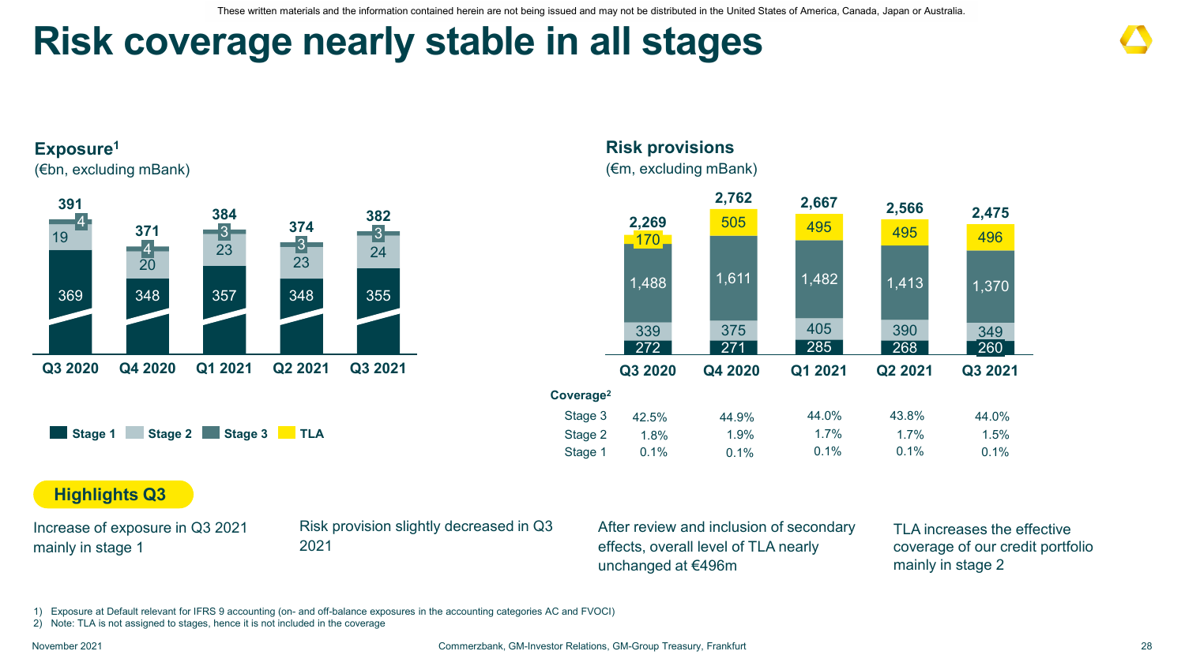These written materials and the information contained herein are not being issued and may not be distributed in the United States of America, Canada, Japan or Australia.

# Risk coverage nearly stable in all stages

## Exposure[1]

(€bn, excluding mBank)

| | Q3 2020 | Q4 2020 | Q1 2021 | Q2 2021 | Q3 2021 |
|---|---|---|---|---|---|
| Stage 1 | 369 | 348 | 357 | 348 | 355 |
| Stage 2 | 19 | 20 | 23 | 23 | 24 |
| Stage 3 | 4 | 4 | 3 | 3 | 3 |
| Total | 391 | 371 | 384 | 374 | 382 |

## Risk provisions

(€m, excluding mBank)

| | Q3 2020 | Q4 2020 | Q1 2021 | Q2 2021 | Q3 2021 |
|---|---|---|---|---|---|
| Stage 1 | 272 | 271 | 285 | 268 | 260 |
| Stage 2 | 339 | 375 | 405 | 390 | 349 |
| Stage 3 | 1,488 | 1,611 | 1,482 | 1,413 | 1,370 |
| TLA | 170 | 505 | 495 | 495 | 496 |
| Total | 2,269 | 2,762 | 2,667 | 2,566 | 2,475 |

**Coverage[2]**

| | Q3 2020 | Q4 2020 | Q1 2021 | Q2 2021 | Q3 2021 |
|---|---|---|---|---|---|
| Stage 3 | 42.5% | 44.9% | 44.0% | 43.8% | 44.0% |
| Stage 2 | 1.8% | 1.9% | 1.7% | 1.7% | 1.5% |
| Stage 1 | 0.1% | 0.1% | 0.1% | 0.1% | 0.1% |

## Highlights Q3

- Increase of exposure in Q3 2021 mainly in stage 1
- Risk provision slightly decreased in Q3 2021
- After review and inclusion of secondary effects, overall level of TLA nearly unchanged at €496m
- TLA increases the effective coverage of our credit portfolio mainly in stage 2

1) Exposure at Default relevant for IFRS 9 accounting (on- and off-balance exposures in the accounting categories AC and FVOCI)
2) Note: TLA is not assigned to stages, hence it is not included in the coverage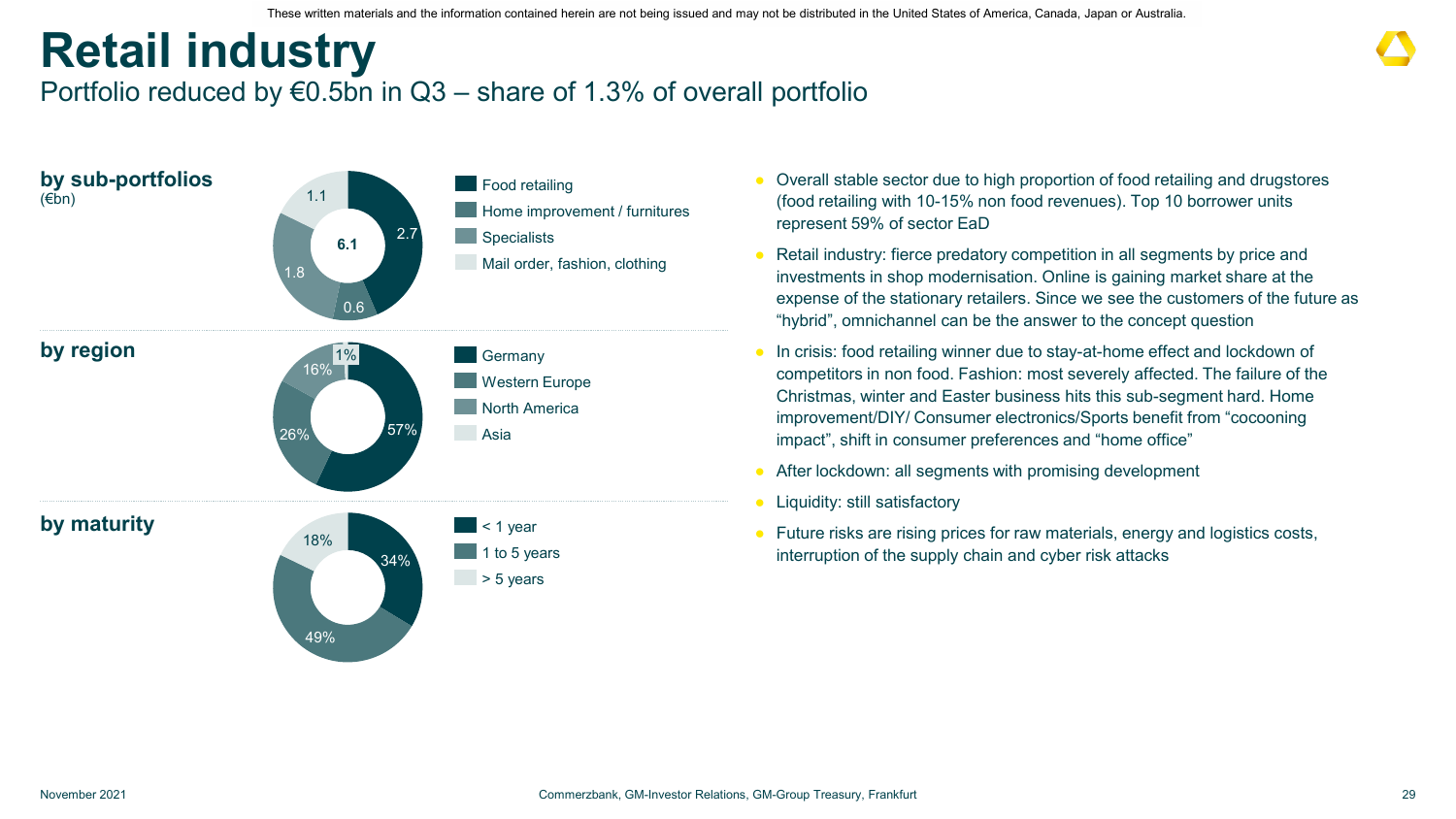# Retail industry

## Portfolio reduced by €0.5bn in Q3 – share of 1.3% of overall portfolio

**by sub-portfolios** (€bn)

Total: 6.1

| Sub-portfolio | €bn |
|---|---|
| Food retailing | 2.7 |
| Home improvement / furnitures | 0.6 |
| Specialists | 1.8 |
| Mail order, fashion, clothing | 1.1 |

**by region**

| Region | Share |
|---|---|
| Germany | 57% |
| Western Europe | 26% |
| North America | 16% |
| Asia | 1% |

**by maturity**

| Maturity | Share |
|---|---|
| < 1 year | 34% |
| 1 to 5 years | 49% |
| > 5 years | 18% |

- Overall stable sector due to high proportion of food retailing and drugstores (food retailing with 10-15% non food revenues). Top 10 borrower units represent 59% of sector EaD
- Retail industry: fierce predatory competition in all segments by price and investments in shop modernisation. Online is gaining market share at the expense of the stationary retailers. Since we see the customers of the future as "hybrid", omnichannel can be the answer to the concept question
- In crisis: food retailing winner due to stay-at-home effect and lockdown of competitors in non food. Fashion: most severely affected. The failure of the Christmas, winter and Easter business hits this sub-segment hard. Home improvement/DIY/ Consumer electronics/Sports benefit from "cocooning impact", shift in consumer preferences and "home office"
- After lockdown: all segments with promising development
- Liquidity: still satisfactory
- Future risks are rising prices for raw materials, energy and logistics costs, interruption of the supply chain and cyber risk attacks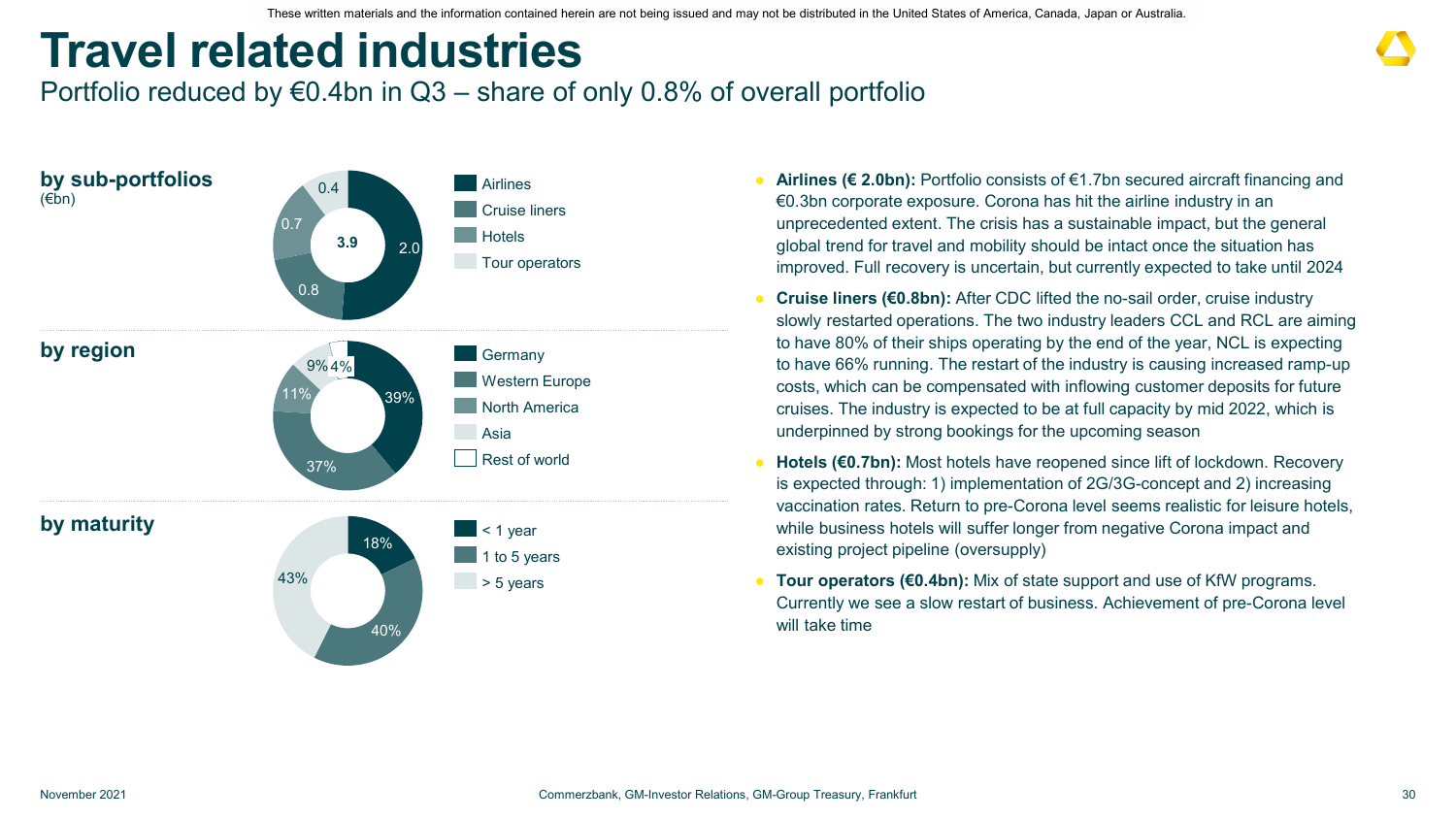These written materials and the information contained herein are not being issued and may not be distributed in the United States of America, Canada, Japan or Australia.

# Travel related industries

## Portfolio reduced by €0.4bn in Q3 – share of only 0.8% of overall portfolio

### by sub-portfolios
(€bn)

| Sub-portfolio | €bn |
|---|---|
| Airlines | 2.0 |
| Cruise liners | 0.8 |
| Hotels | 0.7 |
| Tour operators | 0.4 |
| **Total** | **3.9** |

### by region

| Region | Share |
|---|---|
| Germany | 39% |
| Western Europe | 37% |
| North America | 11% |
| Asia | 9% |
| Rest of world | 4% |

### by maturity

| Maturity | Share |
|---|---|
| < 1 year | 18% |
| 1 to 5 years | 40% |
| > 5 years | 43% |

- **Airlines (€ 2.0bn):** Portfolio consists of €1.7bn secured aircraft financing and €0.3bn corporate exposure. Corona has hit the airline industry in an unprecedented extent. The crisis has a sustainable impact, but the general global trend for travel and mobility should be intact once the situation has improved. Full recovery is uncertain, but currently expected to take until 2024
- **Cruise liners (€0.8bn):** After CDC lifted the no-sail order, cruise industry slowly restarted operations. The two industry leaders CCL and RCL are aiming to have 80% of their ships operating by the end of the year, NCL is expecting to have 66% running. The restart of the industry is causing increased ramp-up costs, which can be compensated with inflowing customer deposits for future cruises. The industry is expected to be at full capacity by mid 2022, which is underpinned by strong bookings for the upcoming season
- **Hotels (€0.7bn):** Most hotels have reopened since lift of lockdown. Recovery is expected through: 1) implementation of 2G/3G-concept and 2) increasing vaccination rates. Return to pre-Corona level seems realistic for leisure hotels, while business hotels will suffer longer from negative Corona impact and existing project pipeline (oversupply)
- **Tour operators (€0.4bn):** Mix of state support and use of KfW programs. Currently we see a slow restart of business. Achievement of pre-Corona level will take time

November 2021 — Commerzbank, GM-Investor Relations, GM-Group Treasury, Frankfurt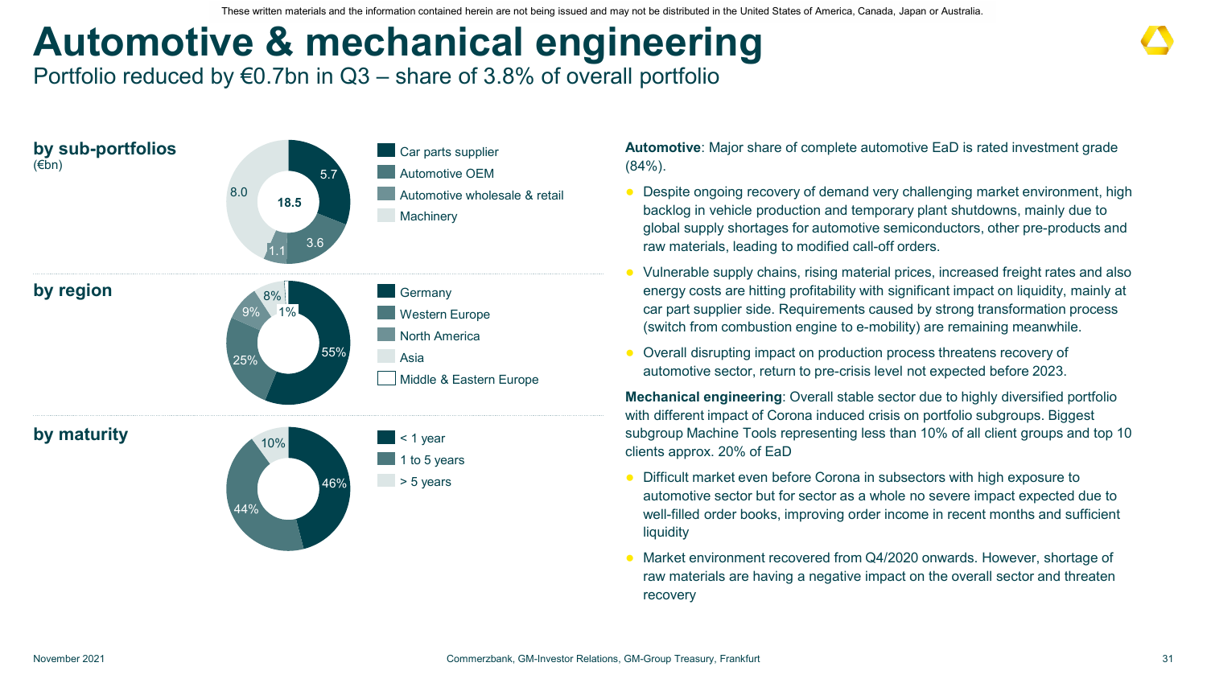These written materials and the information contained herein are not being issued and may not be distributed in the United States of America, Canada, Japan or Australia.

# Automotive & mechanical engineering

## Portfolio reduced by €0.7bn in Q3 – share of 3.8% of overall portfolio

### by sub-portfolios
(€bn)

Total: 18.5

| Segment | Value |
|---|---|
| Car parts supplier | 5.7 |
| Automotive OEM | 3.6 |
| Automotive wholesale & retail | 1.1 |
| Machinery | 8.0 |

### by region

| Region | Share |
|---|---|
| Germany | 55% |
| Western Europe | 25% |
| North America | 9% |
| Asia | 8% |
| Middle & Eastern Europe | 1% |

### by maturity

| Maturity | Share |
|---|---|
| < 1 year | 46% |
| 1 to 5 years | 44% |
| > 5 years | 10% |

**Automotive**: Major share of complete automotive EaD is rated investment grade (84%).

- Despite ongoing recovery of demand very challenging market environment, high backlog in vehicle production and temporary plant shutdowns, mainly due to global supply shortages for automotive semiconductors, other pre-products and raw materials, leading to modified call-off orders.
- Vulnerable supply chains, rising material prices, increased freight rates and also energy costs are hitting profitability with significant impact on liquidity, mainly at car part supplier side. Requirements caused by strong transformation process (switch from combustion engine to e-mobility) are remaining meanwhile.
- Overall disrupting impact on production process threatens recovery of automotive sector, return to pre-crisis level not expected before 2023.

**Mechanical engineering**: Overall stable sector due to highly diversified portfolio with different impact of Corona induced crisis on portfolio subgroups. Biggest subgroup Machine Tools representing less than 10% of all client groups and top 10 clients approx. 20% of EaD

- Difficult market even before Corona in subsectors with high exposure to automotive sector but for sector as a whole no severe impact expected due to well-filled order books, improving order income in recent months and sufficient liquidity
- Market environment recovered from Q4/2020 onwards. However, shortage of raw materials are having a negative impact on the overall sector and threaten recovery

November 2021 — Commerzbank, GM-Investor Relations, GM-Group Treasury, Frankfurt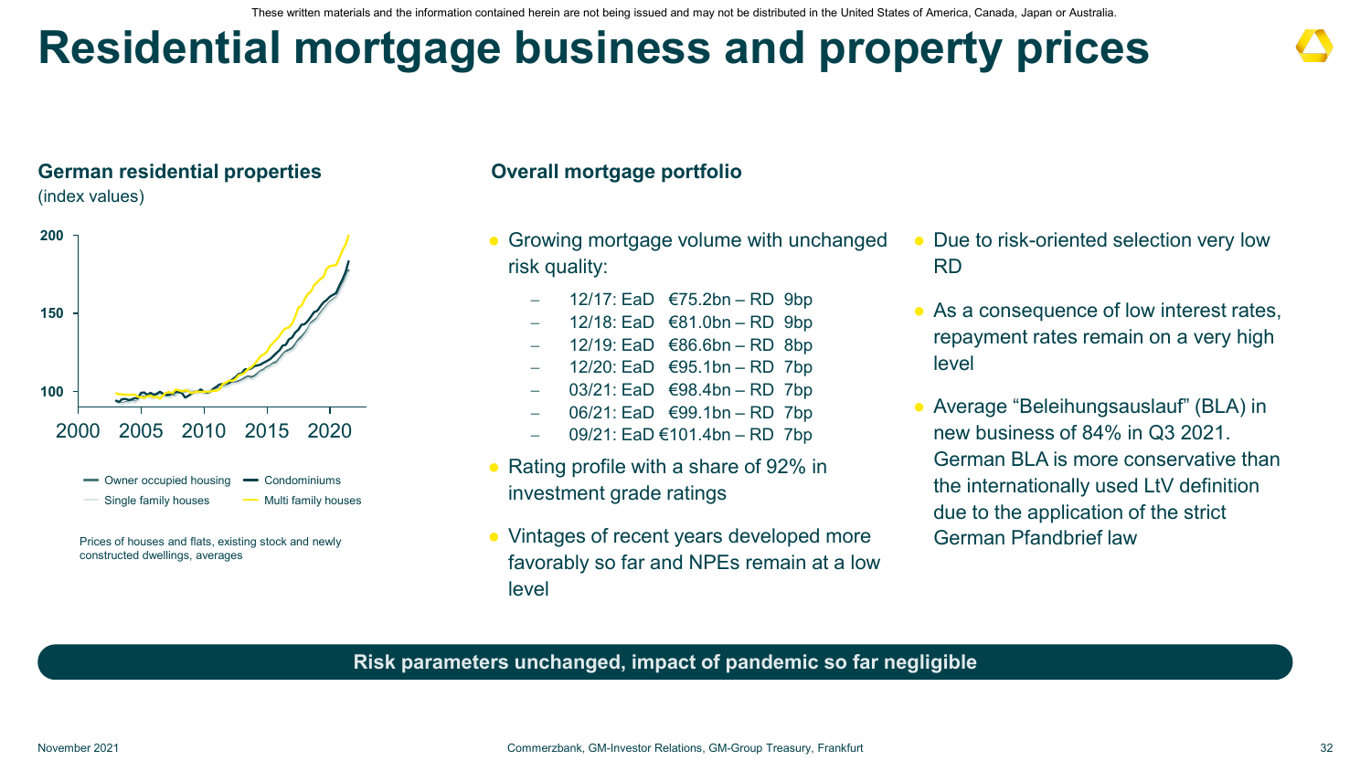These written materials and the information contained herein are not being issued and may not be distributed in the United States of America, Canada, Japan or Australia.

# Residential mortgage business and property prices

## German residential properties

(index values)

Owner occupied housing | Condominiums | Single family houses | Multi family houses

Prices of houses and flats, existing stock and newly constructed dwellings, averages

## Overall mortgage portfolio

- Growing mortgage volume with unchanged risk quality:
  - 12/17: EaD €75.2bn – RD 9bp
  - 12/18: EaD €81.0bn – RD 9bp
  - 12/19: EaD €86.6bn – RD 8bp
  - 12/20: EaD €95.1bn – RD 7bp
  - 03/21: EaD €98.4bn – RD 7bp
  - 06/21: EaD €99.1bn – RD 7bp
  - 09/21: EaD €101.4bn – RD 7bp
- Rating profile with a share of 92% in investment grade ratings
- Vintages of recent years developed more favorably so far and NPEs remain at a low level
- Due to risk-oriented selection very low RD
- As a consequence of low interest rates, repayment rates remain on a very high level
- Average "Beleihungsauslauf" (BLA) in new business of 84% in Q3 2021. German BLA is more conservative than the internationally used LtV definition due to the application of the strict German Pfandbrief law

**Risk parameters unchanged, impact of pandemic so far negligible**

November 2021

Commerzbank, GM-Investor Relations, GM-Group Treasury, Frankfurt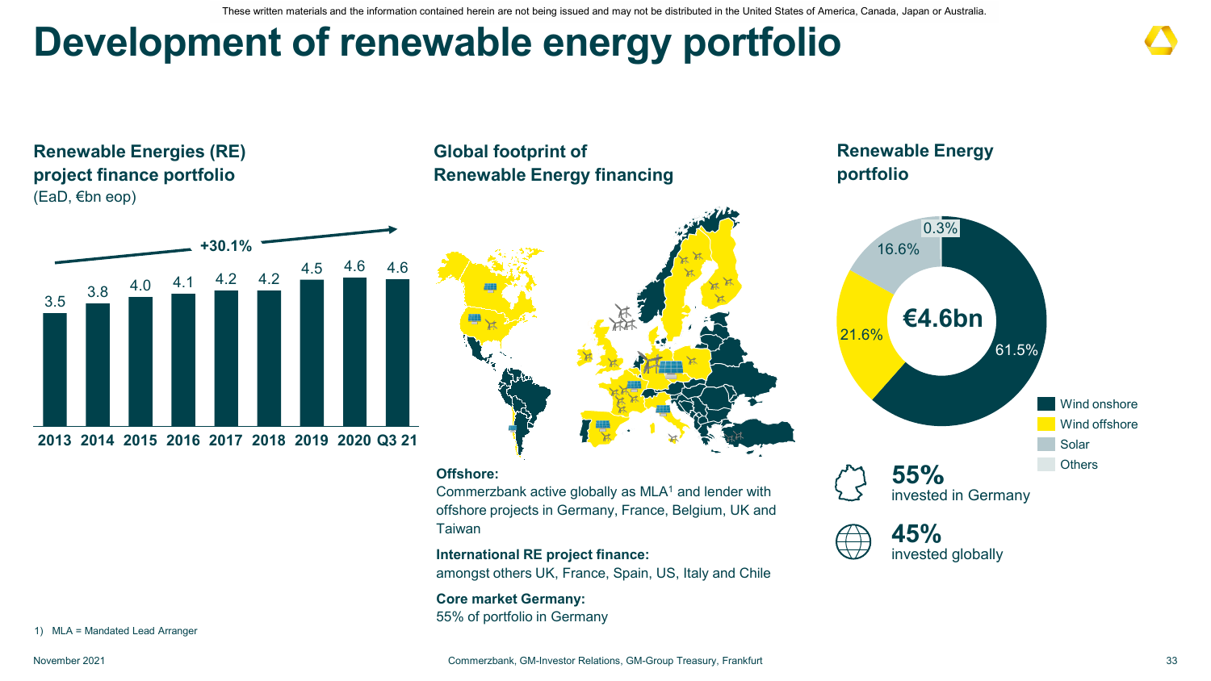These written materials and the information contained herein are not being issued and may not be distributed in the United States of America, Canada, Japan or Australia.

# Development of renewable energy portfolio

## Renewable Energies (RE) project finance portfolio

(EaD, €bn eop)

+30.1%

| 2013 | 2014 | 2015 | 2016 | 2017 | 2018 | 2019 | 2020 | Q3 21 |
|---|---|---|---|---|---|---|---|---|
| 3.5 | 3.8 | 4.0 | 4.1 | 4.2 | 4.2 | 4.5 | 4.6 | 4.6 |

## Global footprint of Renewable Energy financing

**Offshore:**
Commerzbank active globally as MLA[1] and lender with offshore projects in Germany, France, Belgium, UK and Taiwan

**International RE project finance:**
amongst others UK, France, Spain, US, Italy and Chile

**Core market Germany:**
55% of portfolio in Germany

## Renewable Energy portfolio

€4.6bn

| Segment | Share |
|---|---|
| Wind onshore | 61.5% |
| Wind offshore | 21.6% |
| Solar | 16.6% |
| Others | 0.3% |

**55%** invested in Germany

**45%** invested globally

1) MLA = Mandated Lead Arranger

November 2021 — Commerzbank, GM-Investor Relations, GM-Group Treasury, Frankfurt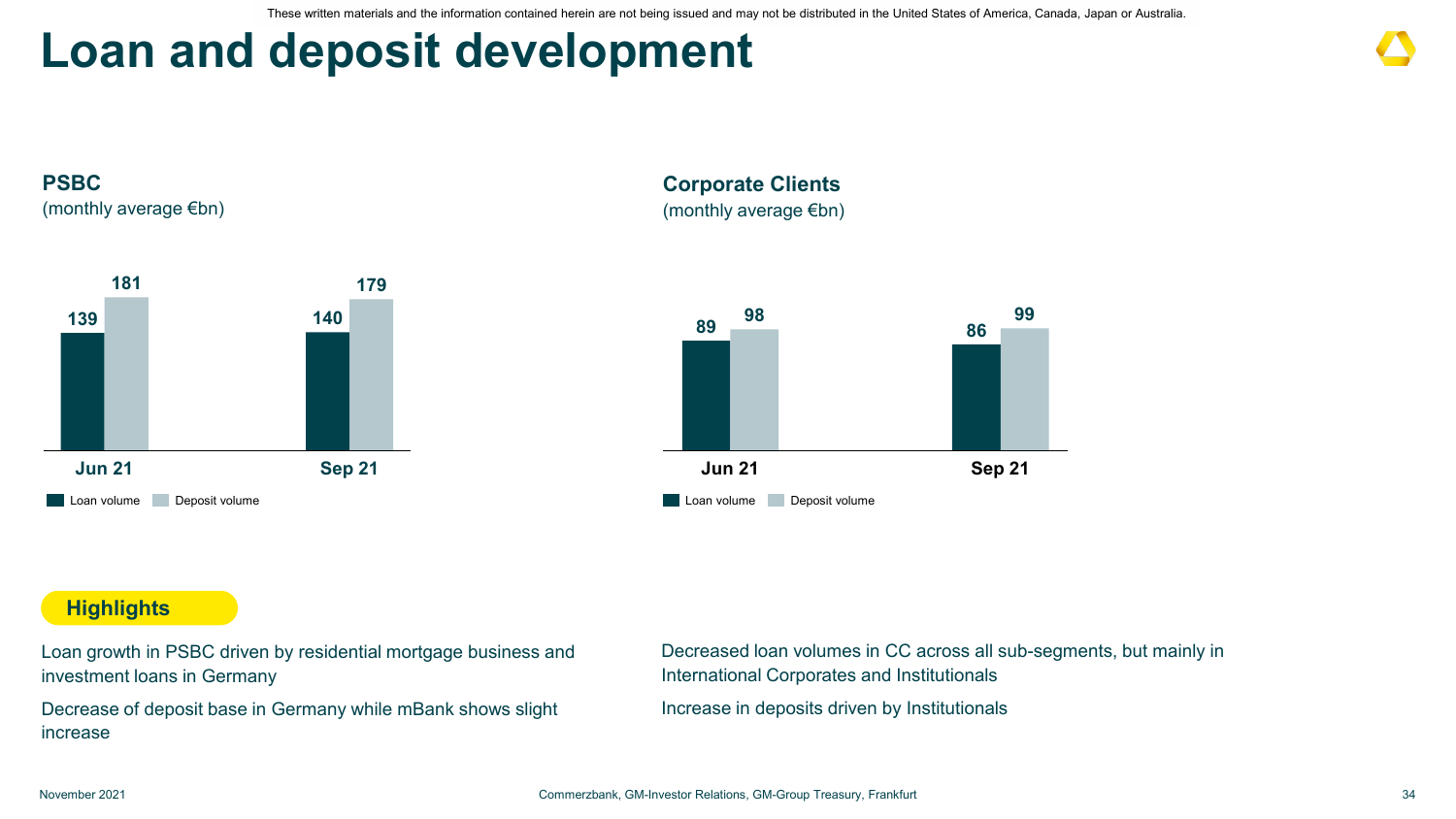These written materials and the information contained herein are not being issued and may not be distributed in the United States of America, Canada, Japan or Australia.

# Loan and deposit development

## PSBC

(monthly average €bn)

| | Loan volume | Deposit volume |
|---|---|---|
| Jun 21 | 139 | 181 |
| Sep 21 | 140 | 179 |

## Corporate Clients

(monthly average €bn)

| | Loan volume | Deposit volume |
|---|---|---|
| Jun 21 | 89 | 98 |
| Sep 21 | 86 | 99 |

**Highlights**

Loan growth in PSBC driven by residential mortgage business and investment loans in Germany

Decrease of deposit base in Germany while mBank shows slight increase

Decreased loan volumes in CC across all sub-segments, but mainly in International Corporates and Institutionals

Increase in deposits driven by Institutionals

November 2021

Commerzbank, GM-Investor Relations, GM-Group Treasury, Frankfurt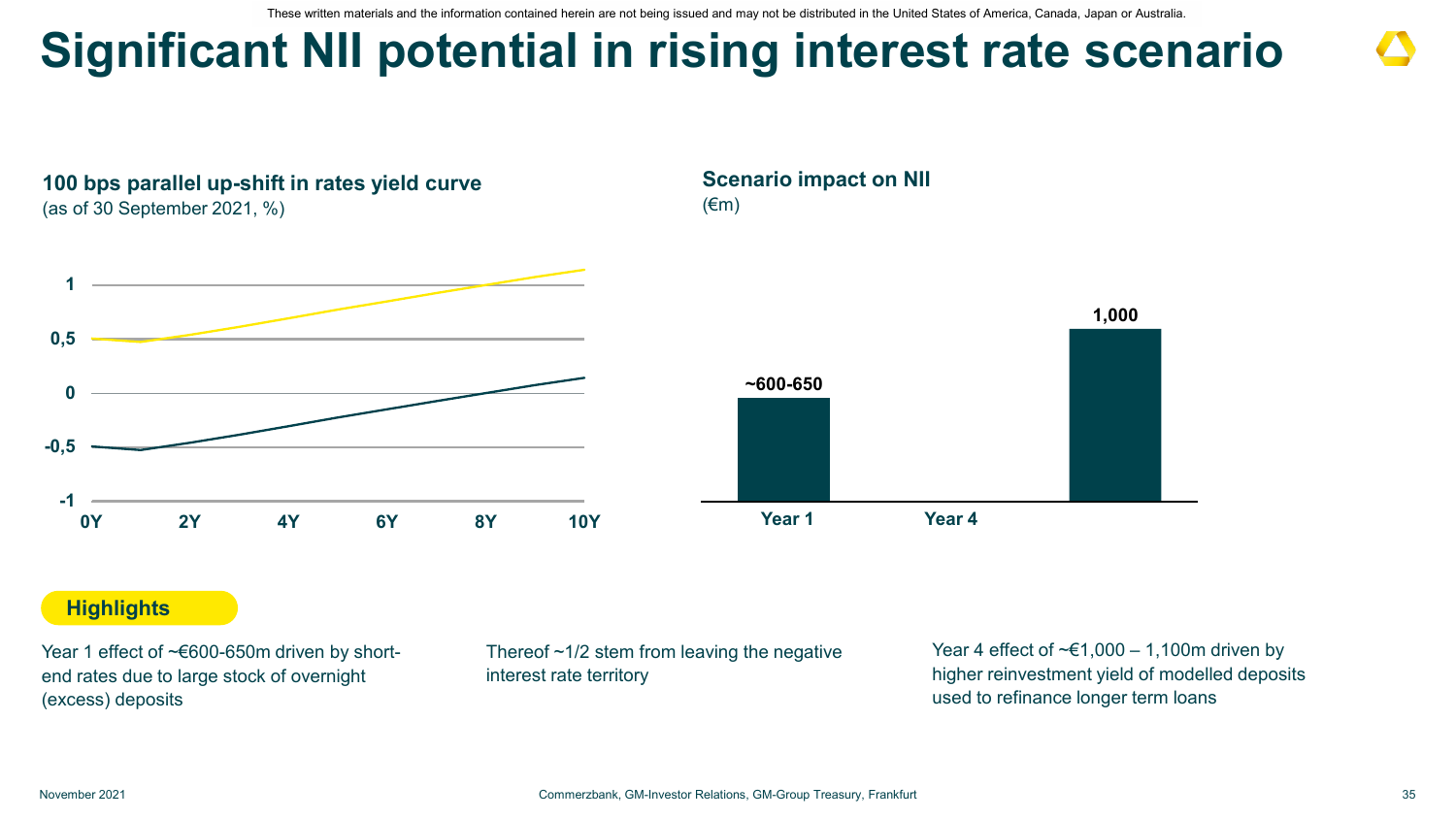These written materials and the information contained herein are not being issued and may not be distributed in the United States of America, Canada, Japan or Australia.

# Significant NII potential in rising interest rate scenario

**100 bps parallel up-shift in rates yield curve**
(as of 30 September 2021, %)

1
0,5
0
-0,5
-1
0Y 2Y 4Y 6Y 8Y 10Y

**Scenario impact on NII**
(€m)

| | Year 1 | Year 4 |
|---|---|---|
| Scenario impact on NII | ~600-650 | 1,000 |

## Highlights

Year 1 effect of ~€600-650m driven by short-end rates due to large stock of overnight (excess) deposits

Thereof ~1/2 stem from leaving the negative interest rate territory

Year 4 effect of ~€1,000 – 1,100m driven by higher reinvestment yield of modelled deposits used to refinance longer term loans

November 2021

Commerzbank, GM-Investor Relations, GM-Group Treasury, Frankfurt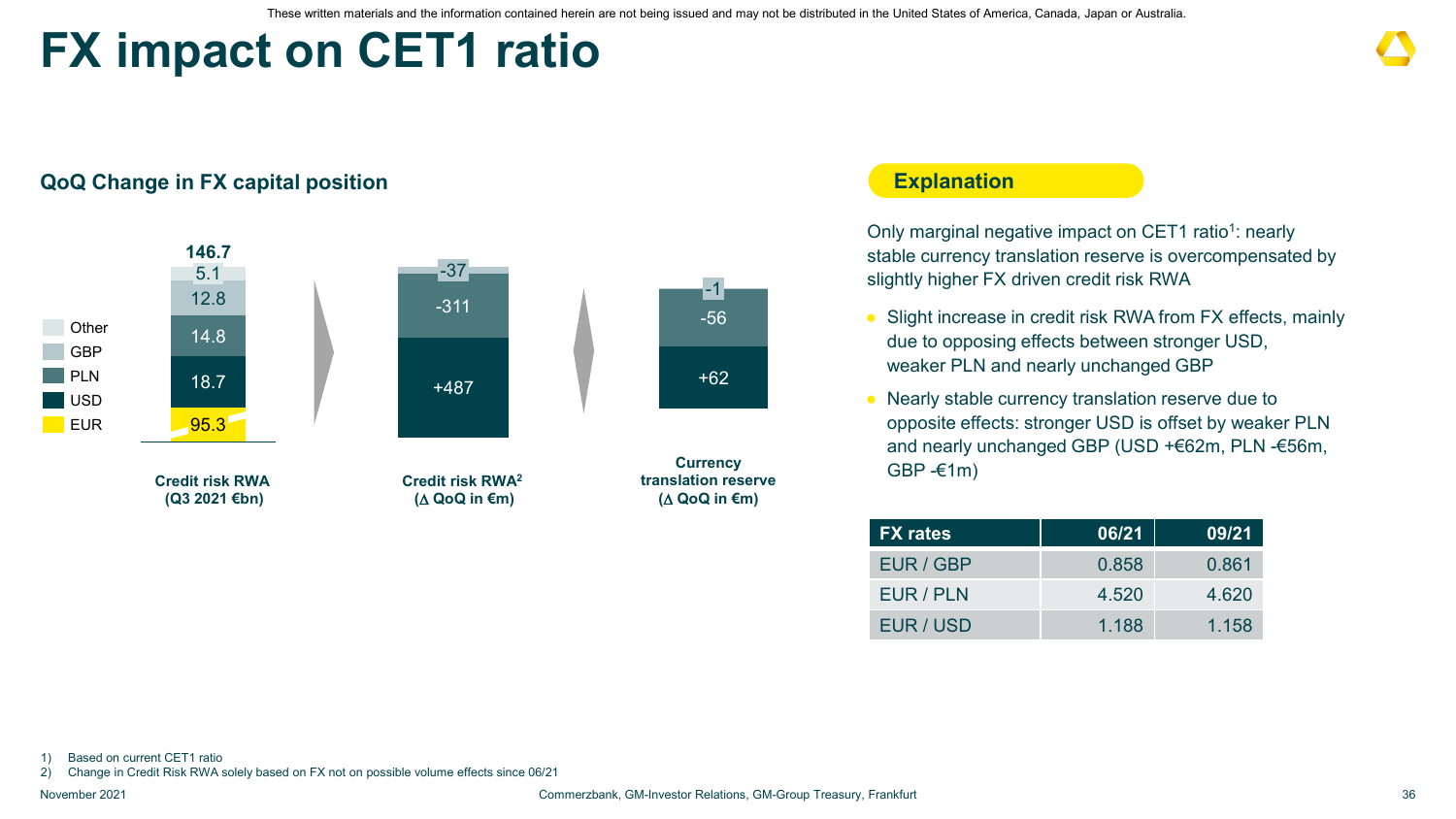These written materials and the information contained herein are not being issued and may not be distributed in the United States of America, Canada, Japan or Australia.

# FX impact on CET1 ratio

## QoQ Change in FX capital position

| | Credit risk RWA (Q3 2021 €bn) | Credit risk RWA[2] (Δ QoQ in €m) | Currency translation reserve (Δ QoQ in €m) |
|---|---|---|---|
| Other | 5.1 | | |
| GBP | 12.8 | -37 | -1 |
| PLN | 14.8 | -311 | -56 |
| USD | 18.7 | +487 | +62 |
| EUR | 95.3 | | |
| Total | 146.7 | | |

## Explanation

Only marginal negative impact on CET1 ratio[1]: nearly stable currency translation reserve is overcompensated by slightly higher FX driven credit risk RWA

- Slight increase in credit risk RWA from FX effects, mainly due to opposing effects between stronger USD, weaker PLN and nearly unchanged GBP
- Nearly stable currency translation reserve due to opposite effects: stronger USD is offset by weaker PLN and nearly unchanged GBP (USD +€62m, PLN -€56m, GBP -€1m)

| FX rates | 06/21 | 09/21 |
|---|---|---|
| EUR / GBP | 0.858 | 0.861 |
| EUR / PLN | 4.520 | 4.620 |
| EUR / USD | 1.188 | 1.158 |

1) Based on current CET1 ratio
2) Change in Credit Risk RWA solely based on FX not on possible volume effects since 06/21

November 2021 Commerzbank, GM-Investor Relations, GM-Group Treasury, Frankfurt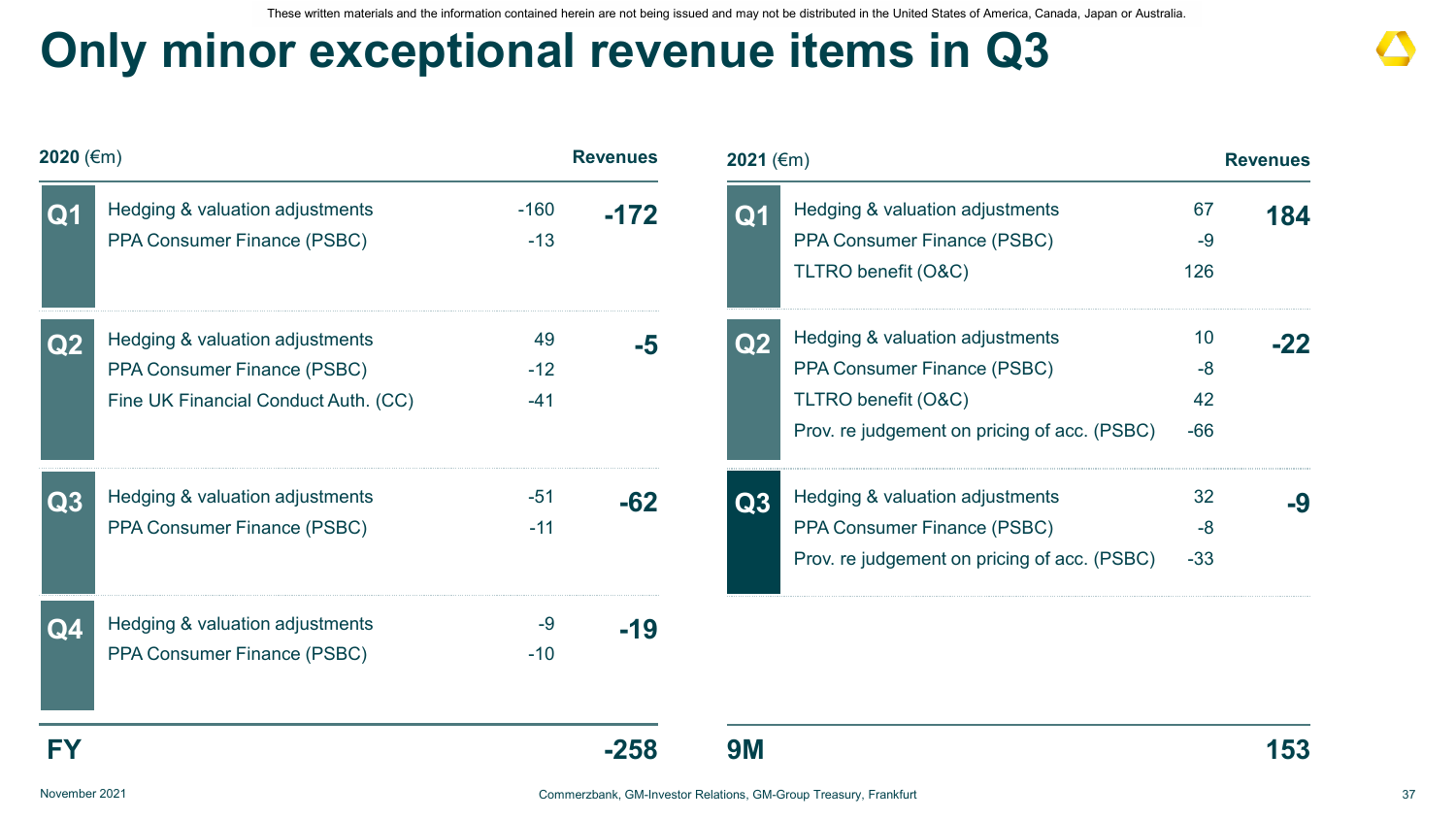These written materials and the information contained herein are not being issued and may not be distributed in the United States of America, Canada, Japan or Australia.

# Only minor exceptional revenue items in Q3

| 2020 (€m) | | | Revenues |
|---|---|---|---|
| Q1 | Hedging & valuation adjustments | -160 | -172 |
| | PPA Consumer Finance (PSBC) | -13 | |
| Q2 | Hedging & valuation adjustments | 49 | -5 |
| | PPA Consumer Finance (PSBC) | -12 | |
| | Fine UK Financial Conduct Auth. (CC) | -41 | |
| Q3 | Hedging & valuation adjustments | -51 | -62 |
| | PPA Consumer Finance (PSBC) | -11 | |
| Q4 | Hedging & valuation adjustments | -9 | -19 |
| | PPA Consumer Finance (PSBC) | -10 | |
| **FY** | | | **-258** |

| 2021 (€m) | | | Revenues |
|---|---|---|---|
| Q1 | Hedging & valuation adjustments | 67 | 184 |
| | PPA Consumer Finance (PSBC) | -9 | |
| | TLTRO benefit (O&C) | 126 | |
| Q2 | Hedging & valuation adjustments | 10 | -22 |
| | PPA Consumer Finance (PSBC) | -8 | |
| | TLTRO benefit (O&C) | 42 | |
| | Prov. re judgement on pricing of acc. (PSBC) | -66 | |
| Q3 | Hedging & valuation adjustments | 32 | -9 |
| | PPA Consumer Finance (PSBC) | -8 | |
| | Prov. re judgement on pricing of acc. (PSBC) | -33 | |
| **9M** | | | **153** |

November 2021

Commerzbank, GM-Investor Relations, GM-Group Treasury, Frankfurt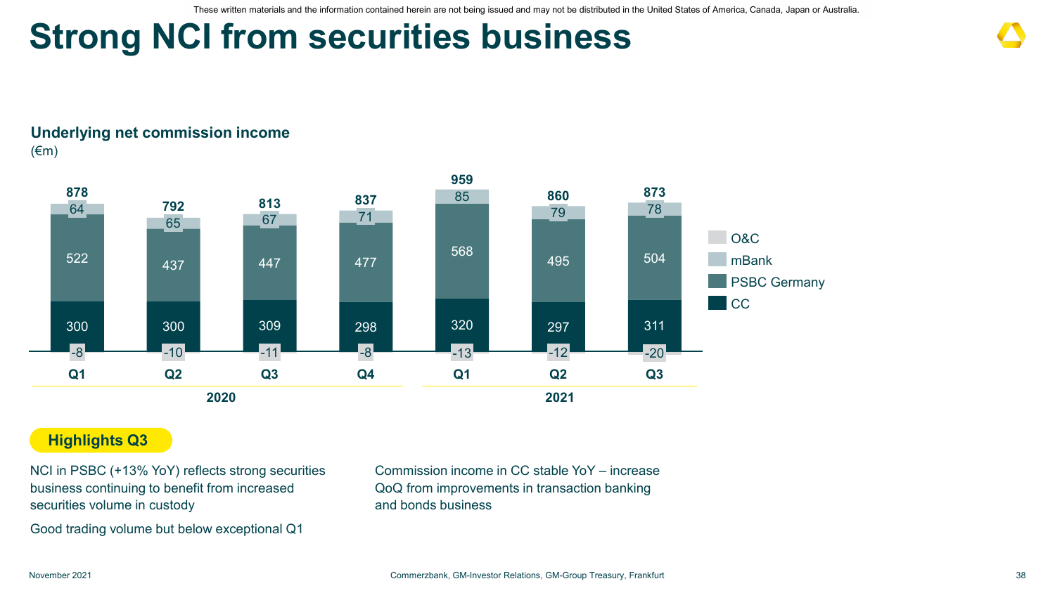# Strong NCI from securities business

## Underlying net commission income

(€m)

| | Q1 2020 | Q2 2020 | Q3 2020 | Q4 2020 | Q1 2021 | Q2 2021 | Q3 2021 |
|---|---|---|---|---|---|---|---|
| Total | 878 | 792 | 813 | 837 | 959 | 860 | 873 |
| mBank | 64 | 65 | 67 | 71 | 85 | 79 | 78 |
| PSBC Germany | 522 | 437 | 447 | 477 | 568 | 495 | 504 |
| CC | 300 | 300 | 309 | 298 | 320 | 297 | 311 |
| O&C | -8 | -10 | -11 | -8 | -13 | -12 | -20 |

**Highlights Q3**

NCI in PSBC (+13% YoY) reflects strong securities business continuing to benefit from increased securities volume in custody

Good trading volume but below exceptional Q1

Commission income in CC stable YoY – increase QoQ from improvements in transaction banking and bonds business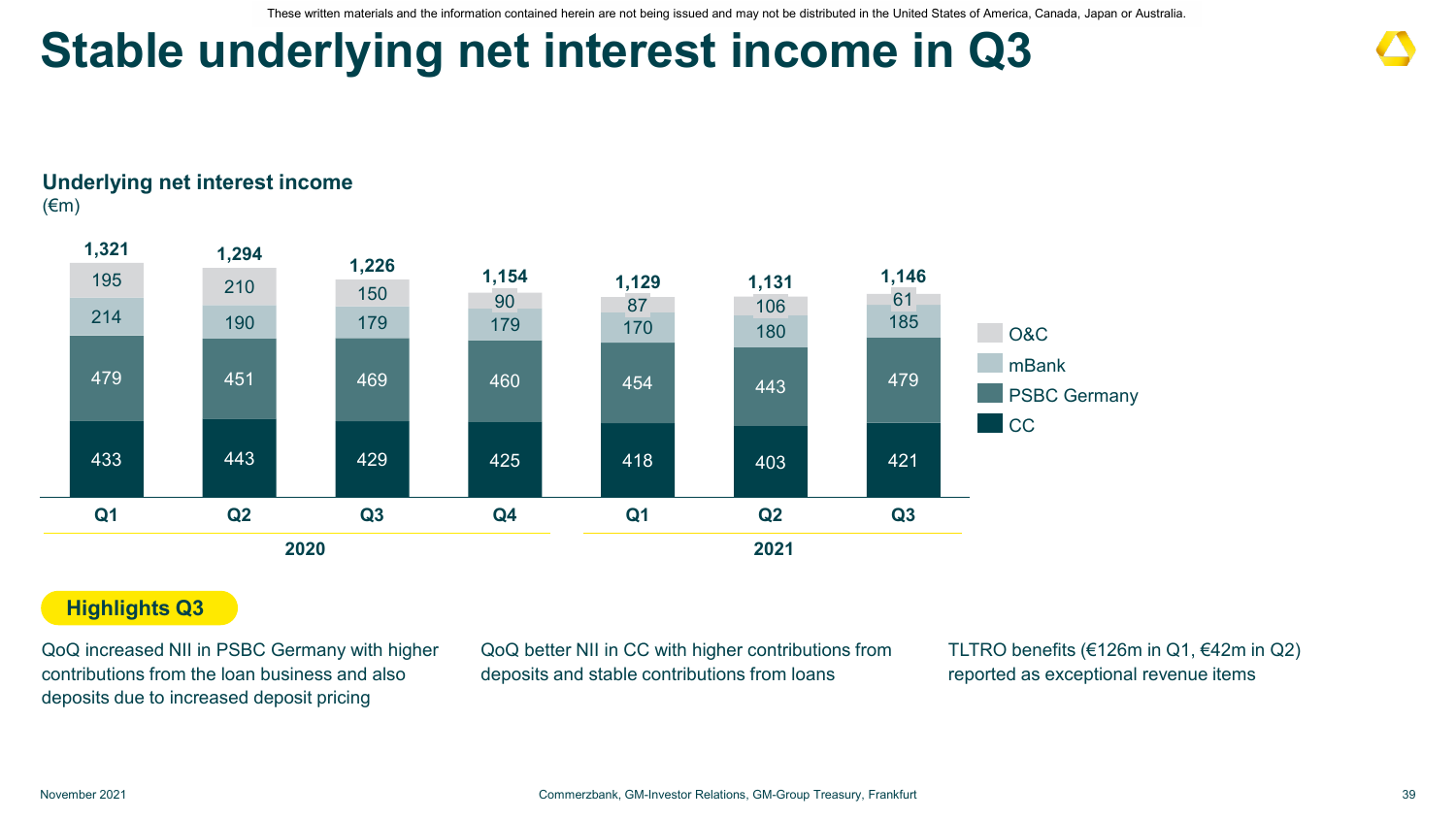# Stable underlying net interest income in Q3

**Underlying net interest income**
(€m)

| | Q1 2020 | Q2 2020 | Q3 2020 | Q4 2020 | Q1 2021 | Q2 2021 | Q3 2021 |
|---|---|---|---|---|---|---|---|
| O&C | 195 | 210 | 150 | 90 | 87 | 106 | 61 |
| mBank | 214 | 190 | 179 | 179 | 170 | 180 | 185 |
| PSBC Germany | 479 | 451 | 469 | 460 | 454 | 443 | 479 |
| CC | 433 | 443 | 429 | 425 | 418 | 403 | 421 |
| **Total** | **1,321** | **1,294** | **1,226** | **1,154** | **1,129** | **1,131** | **1,146** |

**Highlights Q3**

QoQ increased NII in PSBC Germany with higher contributions from the loan business and also deposits due to increased deposit pricing

QoQ better NII in CC with higher contributions from deposits and stable contributions from loans

TLTRO benefits (€126m in Q1, €42m in Q2) reported as exceptional revenue items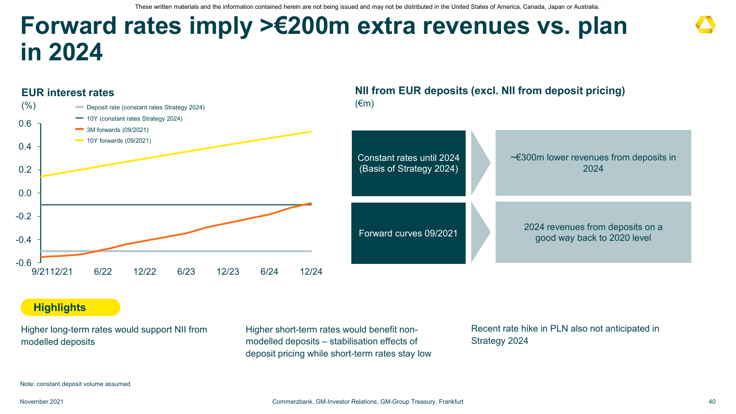These written materials and the information contained herein are not being issued and may not be distributed in the United States of America, Canada, Japan or Australia.

# Forward rates imply >€200m extra revenues vs. plan in 2024

## EUR interest rates

(%)

- Deposit rate (constant rates Strategy 2024)
- 10Y (constant rates Strategy 2024)
- 3M forwards (09/2021)
- 10Y forwards (09/2021)

## NII from EUR deposits (excl. NII from deposit pricing)

(€m)

| Scenario | Outcome |
|---|---|
| Constant rates until 2024 (Basis of Strategy 2024) | ~€300m lower revenues from deposits in 2024 |
| Forward curves 09/2021 | 2024 revenues from deposits on a good way back to 2020 level |

**Highlights**

Higher long-term rates would support NII from modelled deposits

Higher short-term rates would benefit non-modelled deposits – stabilisation effects of deposit pricing while short-term rates stay low

Recent rate hike in PLN also not anticipated in Strategy 2024

Note: constant deposit volume assumed

November 2021 — Commerzbank, GM-Investor Relations, GM-Group Treasury, Frankfurt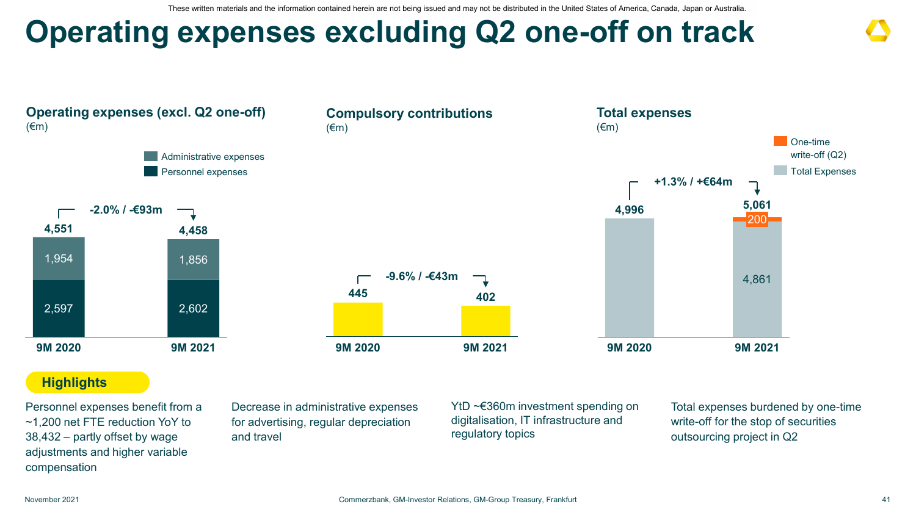These written materials and the information contained herein are not being issued and may not be distributed in the United States of America, Canada, Japan or Australia.

# Operating expenses excluding Q2 one-off on track

### Operating expenses (excl. Q2 one-off)
(€m)

| | 9M 2020 | 9M 2021 |
|---|---|---|
| Administrative expenses | 1,954 | 1,856 |
| Personnel expenses | 2,597 | 2,602 |
| Total | 4,551 | 4,458 |

-2.0% / -€93m

### Compulsory contributions
(€m)

| 9M 2020 | 9M 2021 |
|---|---|
| 445 | 402 |

-9.6% / -€43m

### Total expenses
(€m)

| | 9M 2020 | 9M 2021 |
|---|---|---|
| One-time write-off (Q2) | | 200 |
| Total Expenses | 4,996 | 4,861 |
| Total | 4,996 | 5,061 |

+1.3% / +€64m

**Highlights**

- Personnel expenses benefit from a ~1,200 net FTE reduction YoY to 38,432 – partly offset by wage adjustments and higher variable compensation
- Decrease in administrative expenses for advertising, regular depreciation and travel
- YtD ~€360m investment spending on digitalisation, IT infrastructure and regulatory topics
- Total expenses burdened by one-time write-off for the stop of securities outsourcing project in Q2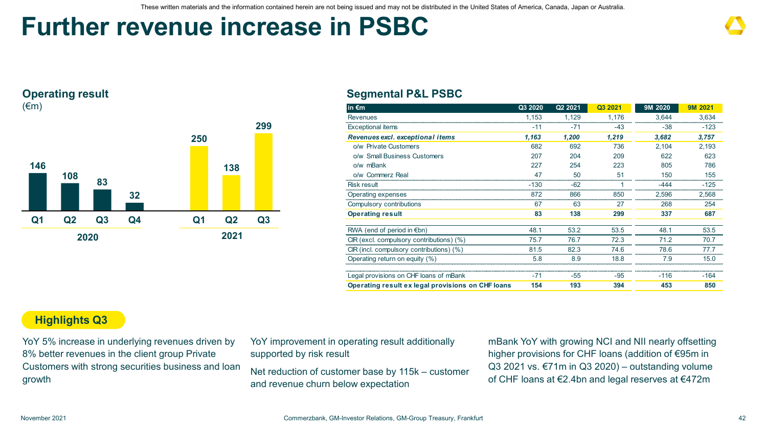These written materials and the information contained herein are not being issued and may not be distributed in the United States of America, Canada, Japan or Australia.

# Further revenue increase in PSBC

## Operating result

(€m)

| | Q1 | Q2 | Q3 | Q4 |
|---|---|---|---|---|
| 2020 | 146 | 108 | 83 | 32 |
| 2021 | 250 | 138 | 299 | |

## Segmental P&L PSBC

| in €m | Q3 2020 | Q2 2021 | Q3 2021 | 9M 2020 | 9M 2021 |
|---|---|---|---|---|---|
| Revenues | 1,153 | 1,129 | 1,176 | 3,644 | 3,634 |
| Exceptional items | -11 | -71 | -43 | -38 | -123 |
| ***Revenues excl. exceptional items*** | ***1,163*** | ***1,200*** | ***1,219*** | ***3,682*** | ***3,757*** |
| o/w Private Customers | 682 | 692 | 736 | 2,104 | 2,193 |
| o/w Small Business Customers | 207 | 204 | 209 | 622 | 623 |
| o/w mBank | 227 | 254 | 223 | 805 | 786 |
| o/w Commerz Real | 47 | 50 | 51 | 150 | 155 |
| Risk result | -130 | -62 | 1 | -444 | -125 |
| Operating expenses | 872 | 866 | 850 | 2,596 | 2,568 |
| Compulsory contributions | 67 | 63 | 27 | 268 | 254 |
| **Operating result** | **83** | **138** | **299** | **337** | **687** |
| RWA (end of period in €bn) | 48.1 | 53.2 | 53.5 | 48.1 | 53.5 |
| CIR (excl. compulsory contributions) (%) | 75.7 | 76.7 | 72.3 | 71.2 | 70.7 |
| CIR (incl. compulsory contributions) (%) | 81.5 | 82.3 | 74.6 | 78.6 | 77.7 |
| Operating return on equity (%) | 5.8 | 8.9 | 18.8 | 7.9 | 15.0 |
| Legal provisions on CHF loans of mBank | -71 | -55 | -95 | -116 | -164 |
| **Operating result ex legal provisions on CHF loans** | **154** | **193** | **394** | **453** | **850** |

## Highlights Q3

YoY 5% increase in underlying revenues driven by 8% better revenues in the client group Private Customers with strong securities business and loan growth

YoY improvement in operating result additionally supported by risk result

Net reduction of customer base by 115k – customer and revenue churn below expectation

mBank YoY with growing NCI and NII nearly offsetting higher provisions for CHF loans (addition of €95m in Q3 2021 vs. €71m in Q3 2020) – outstanding volume of CHF loans at €2.4bn and legal reserves at €472m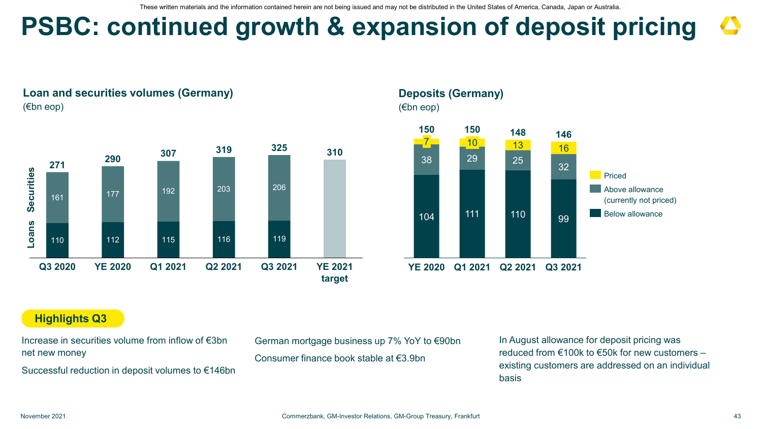# PSBC: continued growth & expansion of deposit pricing

## Loan and securities volumes (Germany)

(€bn eop)

| | Q3 2020 | YE 2020 | Q1 2021 | Q2 2021 | Q3 2021 | YE 2021 target |
|---|---|---|---|---|---|---|
| Securities | 161 | 177 | 192 | 203 | 206 | |
| Loans | 110 | 112 | 115 | 116 | 119 | |
| Total | 271 | 290 | 307 | 319 | 325 | 310 |

## Deposits (Germany)

(€bn eop)

| | YE 2020 | Q1 2021 | Q2 2021 | Q3 2021 |
|---|---|---|---|---|
| Priced | 7 | 10 | 13 | 16 |
| Above allowance (currently not priced) | 38 | 29 | 25 | 32 |
| Below allowance | 104 | 111 | 110 | 99 |
| Total | 150 | 150 | 148 | 146 |

**Highlights Q3**

Increase in securities volume from inflow of €3bn net new money

Successful reduction in deposit volumes to €146bn

German mortgage business up 7% YoY to €90bn

Consumer finance book stable at €3.9bn

In August allowance for deposit pricing was reduced from €100k to €50k for new customers – existing customers are addressed on an individual basis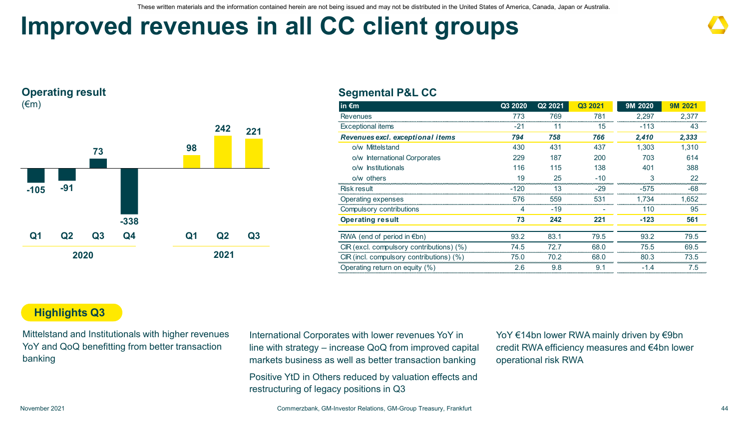# Improved revenues in all CC client groups

## Operating result

(€m)

| | 2020 Q1 | 2020 Q2 | 2020 Q3 | 2020 Q4 | 2021 Q1 | 2021 Q2 | 2021 Q3 |
|---|---|---|---|---|---|---|---|
| Operating result | -105 | -91 | 73 | -338 | 98 | 242 | 221 |

## Segmental P&L CC

| in €m | Q3 2020 | Q2 2021 | Q3 2021 | 9M 2020 | 9M 2021 |
|---|---|---|---|---|---|
| Revenues | 773 | 769 | 781 | 2,297 | 2,377 |
| Exceptional items | -21 | 11 | 15 | -113 | 43 |
| ***Revenues excl. exceptional items*** | ***794*** | ***758*** | ***766*** | ***2,410*** | ***2,333*** |
| o/w Mittelstand | 430 | 431 | 437 | 1,303 | 1,310 |
| o/w International Corporates | 229 | 187 | 200 | 703 | 614 |
| o/w Institutionals | 116 | 115 | 138 | 401 | 388 |
| o/w others | 19 | 25 | -10 | 3 | 22 |
| Risk result | -120 | 13 | -29 | -575 | -68 |
| Operating expenses | 576 | 559 | 531 | 1,734 | 1,652 |
| Compulsory contributions | 4 | -19 | - | 110 | 95 |
| **Operating result** | **73** | **242** | **221** | **-123** | **561** |
| RWA (end of period in €bn) | 93.2 | 83.1 | 79.5 | 93.2 | 79.5 |
| CIR (excl. compulsory contributions) (%) | 74.5 | 72.7 | 68.0 | 75.5 | 69.5 |
| CIR (incl. compulsory contributions) (%) | 75.0 | 70.2 | 68.0 | 80.3 | 73.5 |
| Operating return on equity (%) | 2.6 | 9.8 | 9.1 | -1.4 | 7.5 |

## Highlights Q3

Mittelstand and Institutionals with higher revenues YoY and QoQ benefitting from better transaction banking

International Corporates with lower revenues YoY in line with strategy – increase QoQ from improved capital markets business as well as better transaction banking

Positive YtD in Others reduced by valuation effects and restructuring of legacy positions in Q3

YoY €14bn lower RWA mainly driven by €9bn credit RWA efficiency measures and €4bn lower operational risk RWA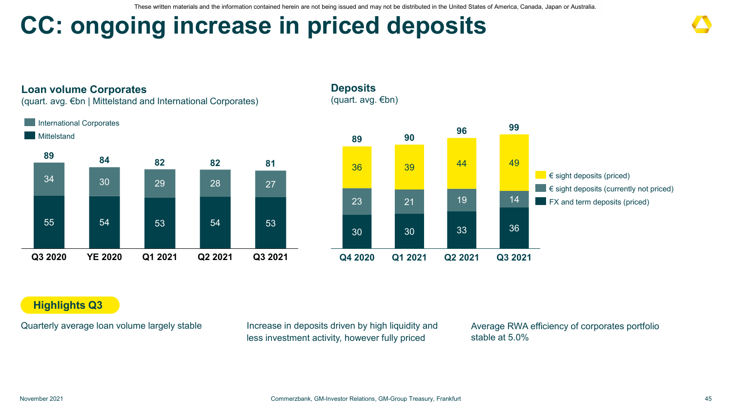These written materials and the information contained herein are not being issued and may not be distributed in the United States of America, Canada, Japan or Australia.

# CC: ongoing increase in priced deposits

## Loan volume Corporates

(quart. avg. €bn | Mittelstand and International Corporates)

| | Q3 2020 | YE 2020 | Q1 2021 | Q2 2021 | Q3 2021 |
|---|---|---|---|---|---|
| International Corporates | 34 | 30 | 29 | 28 | 27 |
| Mittelstand | 55 | 54 | 53 | 54 | 53 |
| Total | 89 | 84 | 82 | 82 | 81 |

## Deposits

(quart. avg. €bn)

| | Q4 2020 | Q1 2021 | Q2 2021 | Q3 2021 |
|---|---|---|---|---|
| € sight deposits (priced) | 36 | 39 | 44 | 49 |
| € sight deposits (currently not priced) | 23 | 21 | 19 | 14 |
| FX and term deposits (priced) | 30 | 30 | 33 | 36 |
| Total | 89 | 90 | 96 | 99 |

**Highlights Q3**

Quarterly average loan volume largely stable

Increase in deposits driven by high liquidity and less investment activity, however fully priced

Average RWA efficiency of corporates portfolio stable at 5.0%

November 2021 — Commerzbank, GM-Investor Relations, GM-Group Treasury, Frankfurt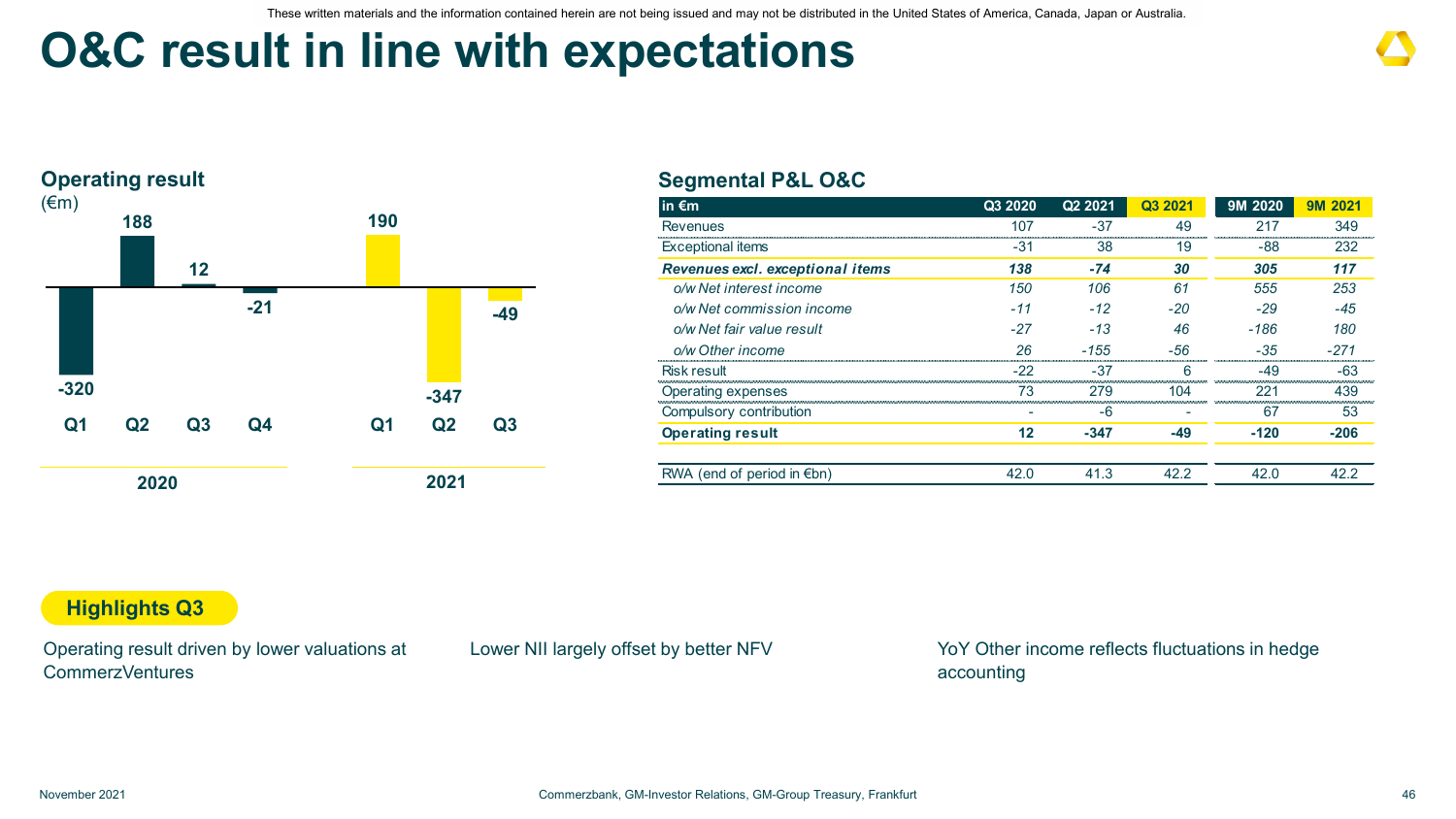These written materials and the information contained herein are not being issued and may not be distributed in the United States of America, Canada, Japan or Australia.

# O&C result in line with expectations

## Operating result

(€m)

| | 2020 Q1 | 2020 Q2 | 2020 Q3 | 2020 Q4 | 2021 Q1 | 2021 Q2 | 2021 Q3 |
|---|---|---|---|---|---|---|---|
| Operating result | -320 | 188 | 12 | -21 | 190 | -347 | -49 |

## Segmental P&L O&C

| in €m | Q3 2020 | Q2 2021 | Q3 2021 | 9M 2020 | 9M 2021 |
|---|---|---|---|---|---|
| Revenues | 107 | -37 | 49 | 217 | 349 |
| Exceptional items | -31 | 38 | 19 | -88 | 232 |
| ***Revenues excl. exceptional items*** | ***138*** | ***-74*** | ***30*** | ***305*** | ***117*** |
| *o/w Net interest income* | *150* | *106* | *61* | *555* | *253* |
| *o/w Net commission income* | *-11* | *-12* | *-20* | *-29* | *-45* |
| *o/w Net fair value result* | *-27* | *-13* | *46* | *-186* | *180* |
| *o/w Other income* | *26* | *-155* | *-56* | *-35* | *-271* |
| Risk result | -22 | -37 | 6 | -49 | -63 |
| Operating expenses | 73 | 279 | 104 | 221 | 439 |
| Compulsory contribution | - | -6 | - | 67 | 53 |
| **Operating result** | **12** | **-347** | **-49** | **-120** | **-206** |
| | | | | | |
| RWA (end of period in €bn) | 42.0 | 41.3 | 42.2 | 42.0 | 42.2 |

## Highlights Q3

Operating result driven by lower valuations at CommerzVentures

Lower NII largely offset by better NFV

YoY Other income reflects fluctuations in hedge accounting

November 2021

Commerzbank, GM-Investor Relations, GM-Group Treasury, Frankfurt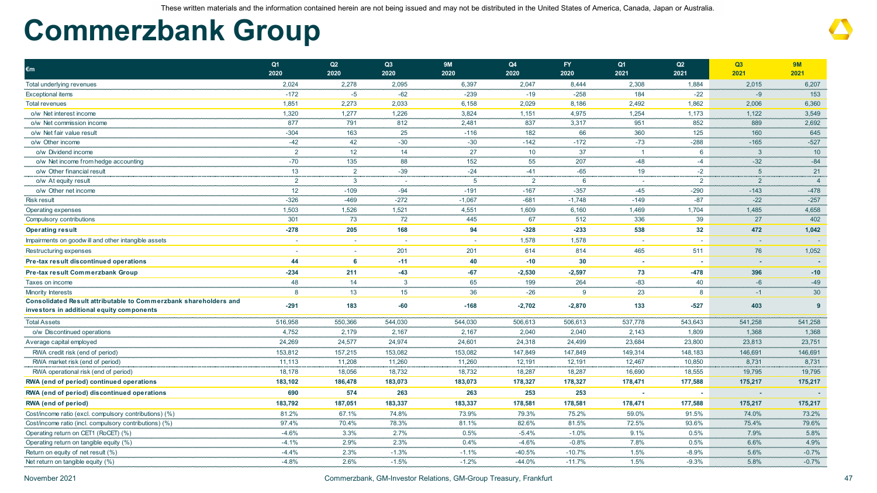These written materials and the information contained herein are not being issued and may not be distributed in the United States of America, Canada, Japan or Australia.

# Commerzbank Group

| €m | Q1 2020 | Q2 2020 | Q3 2020 | 9M 2020 | Q4 2020 | FY 2020 | Q1 2021 | Q2 2021 | Q3 2021 | 9M 2021 |
|---|---|---|---|---|---|---|---|---|---|---|
| Total underlying revenues | 2,024 | 2,278 | 2,095 | 6,397 | 2,047 | 8,444 | 2,308 | 1,884 | 2,015 | 6,207 |
| Exceptional items | -172 | -5 | -62 | -239 | -19 | -258 | 184 | -22 | -9 | 153 |
| Total revenues | 1,851 | 2,273 | 2,033 | 6,158 | 2,029 | 8,186 | 2,492 | 1,862 | 2,006 | 6,360 |
| o/w Net interest income | 1,320 | 1,277 | 1,226 | 3,824 | 1,151 | 4,975 | 1,254 | 1,173 | 1,122 | 3,549 |
| o/w Net commission income | 877 | 791 | 812 | 2,481 | 837 | 3,317 | 951 | 852 | 889 | 2,692 |
| o/w Net fair value result | -304 | 163 | 25 | -116 | 182 | 66 | 360 | 125 | 160 | 645 |
| o/w Other income | -42 | 42 | -30 | -30 | -142 | -172 | -73 | -288 | -165 | -527 |
| o/w Dividend income | 2 | 12 | 14 | 27 | 10 | 37 | 1 | 6 | 3 | 10 |
| o/w Net income from hedge accounting | -70 | 135 | 88 | 152 | 55 | 207 | -48 | -4 | -32 | -84 |
| o/w Other financial result | 13 | 2 | -39 | -24 | -41 | -65 | 19 | -2 | 5 | 21 |
| o/w At equity result | 2 | 3 | - | 5 | 2 | 6 | - | 2 | 2 | 4 |
| o/w Other net income | 12 | -109 | -94 | -191 | -167 | -357 | -45 | -290 | -143 | -478 |
| Risk result | -326 | -469 | -272 | -1,067 | -681 | -1,748 | -149 | -87 | -22 | -257 |
| Operating expenses | 1,503 | 1,526 | 1,521 | 4,551 | 1,609 | 6,160 | 1,469 | 1,704 | 1,485 | 4,658 |
| Compulsory contributions | 301 | 73 | 72 | 445 | 67 | 512 | 336 | 39 | 27 | 402 |
| **Operating result** | **-278** | **205** | **168** | **94** | **-328** | **-233** | **538** | **32** | **472** | **1,042** |
| Impairments on goodwill and other intangible assets | - | - | - | - | 1,578 | 1,578 | - | - | - | - |
| Restructuring expenses | - | - | 201 | 201 | 614 | 814 | 465 | 511 | 76 | 1,052 |
| **Pre-tax result discontinued operations** | **44** | **6** | **-11** | **40** | **-10** | **30** | **-** | **-** | **-** | **-** |
| **Pre-tax result Commerzbank Group** | **-234** | **211** | **-43** | **-67** | **-2,530** | **-2,597** | **73** | **-478** | **396** | **-10** |
| Taxes on income | 48 | 14 | 3 | 65 | 199 | 264 | -83 | 40 | -6 | -49 |
| Minority Interests | 8 | 13 | 15 | 36 | -26 | 9 | 23 | 8 | -1 | 30 |
| **Consolidated Result attributable to Commerzbank shareholders and investors in additional equity components** | **-291** | **183** | **-60** | **-168** | **-2,702** | **-2,870** | **133** | **-527** | **403** | **9** |
| Total Assets | 516,958 | 550,366 | 544,030 | 544,030 | 506,613 | 506,613 | 537,778 | 543,643 | 541,258 | 541,258 |
| o/w Discontinued operations | 4,752 | 2,179 | 2,167 | 2,167 | 2,040 | 2,040 | 2,143 | 1,809 | 1,368 | 1,368 |
| Average capital employed | 24,269 | 24,577 | 24,974 | 24,601 | 24,318 | 24,499 | 23,684 | 23,800 | 23,813 | 23,751 |
| RWA credit risk (end of period) | 153,812 | 157,215 | 153,082 | 153,082 | 147,849 | 147,849 | 149,314 | 148,183 | 146,691 | 146,691 |
| RWA market risk (end of period) | 11,113 | 11,208 | 11,260 | 11,260 | 12,191 | 12,191 | 12,467 | 10,850 | 8,731 | 8,731 |
| RWA operational risk (end of period) | 18,178 | 18,056 | 18,732 | 18,732 | 18,287 | 18,287 | 16,690 | 18,555 | 19,795 | 19,795 |
| **RWA (end of period) continued operations** | **183,102** | **186,478** | **183,073** | **183,073** | **178,327** | **178,327** | **178,471** | **177,588** | **175,217** | **175,217** |
| **RWA (end of period) discontinued operations** | **690** | **574** | **263** | **263** | **253** | **253** | **-** | **-** | **-** | **-** |
| **RWA (end of period)** | **183,792** | **187,051** | **183,337** | **183,337** | **178,581** | **178,581** | **178,471** | **177,588** | **175,217** | **175,217** |
| Cost/income ratio (excl. compulsory contributions) (%) | 81.2% | 67.1% | 74.8% | 73.9% | 79.3% | 75.2% | 59.0% | 91.5% | 74.0% | 73.2% |
| Cost/income ratio (incl. compulsory contributions) (%) | 97.4% | 70.4% | 78.3% | 81.1% | 82.6% | 81.5% | 72.5% | 93.6% | 75.4% | 79.6% |
| Operating return on CET1 (RoCET) (%) | -4.6% | 3.3% | 2.7% | 0.5% | -5.4% | -1.0% | 9.1% | 0.5% | 7.9% | 5.8% |
| Operating return on tangible equity (%) | -4.1% | 2.9% | 2.3% | 0.4% | -4.6% | -0.8% | 7.8% | 0.5% | 6.6% | 4.9% |
| Return on equity of net result (%) | -4.4% | 2.3% | -1.3% | -1.1% | -40.5% | -10.7% | 1.5% | -8.9% | 5.6% | -0.7% |
| Net return on tangible equity (%) | -4.8% | 2.6% | -1.5% | -1.2% | -44.0% | -11.7% | 1.5% | -9.3% | 5.8% | -0.7% |

November 2021 — Commerzbank, GM-Investor Relations, GM-Group Treasury, Frankfurt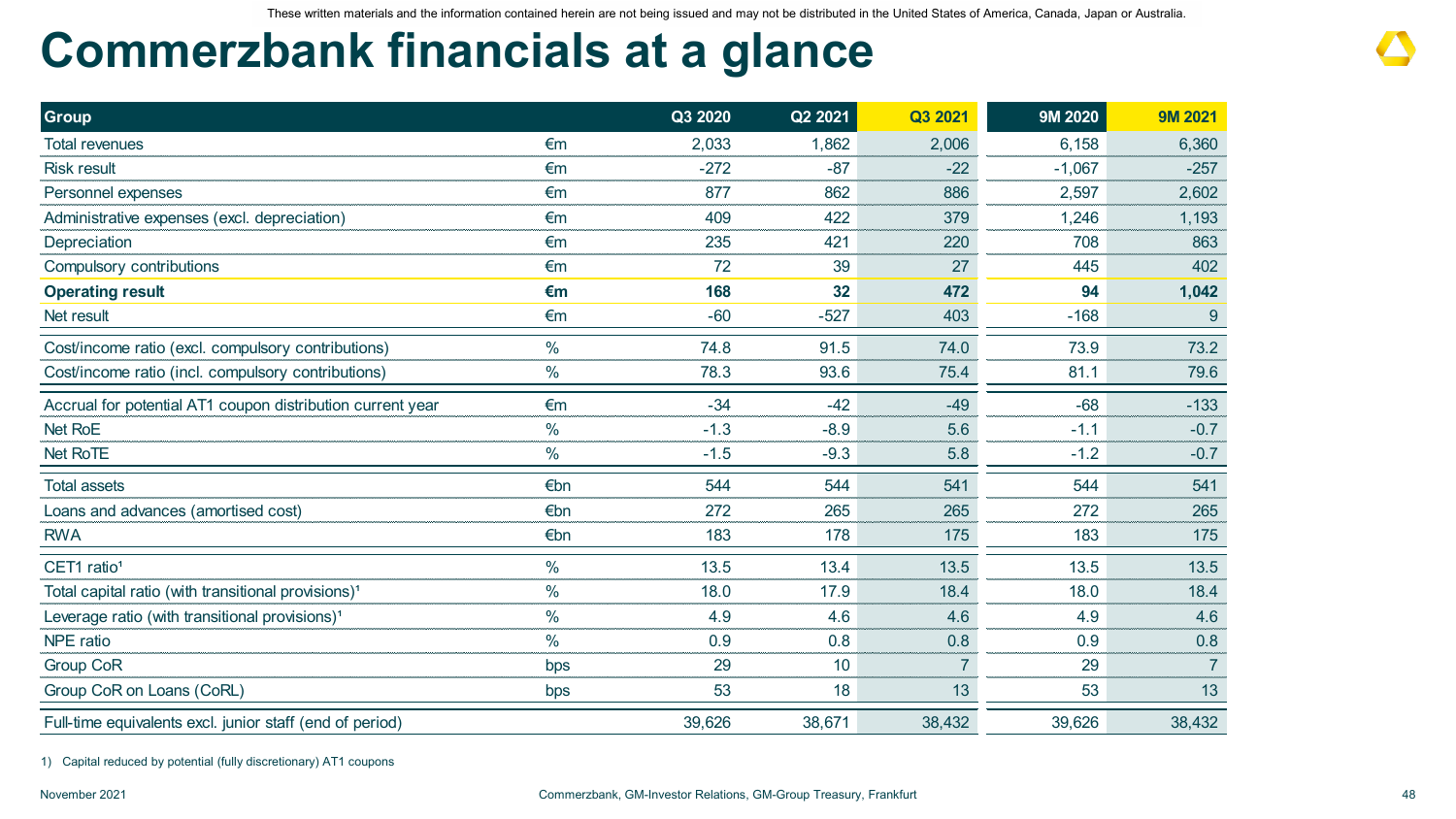These written materials and the information contained herein are not being issued and may not be distributed in the United States of America, Canada, Japan or Australia.

# Commerzbank financials at a glance

| Group | | Q3 2020 | Q2 2021 | Q3 2021 | 9M 2020 | 9M 2021 |
|---|---|---|---|---|---|---|
| Total revenues | €m | 2,033 | 1,862 | 2,006 | 6,158 | 6,360 |
| Risk result | €m | -272 | -87 | -22 | -1,067 | -257 |
| Personnel expenses | €m | 877 | 862 | 886 | 2,597 | 2,602 |
| Administrative expenses (excl. depreciation) | €m | 409 | 422 | 379 | 1,246 | 1,193 |
| Depreciation | €m | 235 | 421 | 220 | 708 | 863 |
| Compulsory contributions | €m | 72 | 39 | 27 | 445 | 402 |
| **Operating result** | **€m** | **168** | **32** | **472** | **94** | **1,042** |
| Net result | €m | -60 | -527 | 403 | -168 | 9 |
| Cost/income ratio (excl. compulsory contributions) | % | 74.8 | 91.5 | 74.0 | 73.9 | 73.2 |
| Cost/income ratio (incl. compulsory contributions) | % | 78.3 | 93.6 | 75.4 | 81.1 | 79.6 |
| Accrual for potential AT1 coupon distribution current year | €m | -34 | -42 | -49 | -68 | -133 |
| Net RoE | % | -1.3 | -8.9 | 5.6 | -1.1 | -0.7 |
| Net RoTE | % | -1.5 | -9.3 | 5.8 | -1.2 | -0.7 |
| Total assets | €bn | 544 | 544 | 541 | 544 | 541 |
| Loans and advances (amortised cost) | €bn | 272 | 265 | 265 | 272 | 265 |
| RWA | €bn | 183 | 178 | 175 | 183 | 175 |
| CET1 ratio[1] | % | 13.5 | 13.4 | 13.5 | 13.5 | 13.5 |
| Total capital ratio (with transitional provisions)[1] | % | 18.0 | 17.9 | 18.4 | 18.0 | 18.4 |
| Leverage ratio (with transitional provisions)[1] | % | 4.9 | 4.6 | 4.6 | 4.9 | 4.6 |
| NPE ratio | % | 0.9 | 0.8 | 0.8 | 0.9 | 0.8 |
| Group CoR | bps | 29 | 10 | 7 | 29 | 7 |
| Group CoR on Loans (CoRL) | bps | 53 | 18 | 13 | 53 | 13 |
| Full-time equivalents excl. junior staff (end of period) | | 39,626 | 38,671 | 38,432 | 39,626 | 38,432 |

1) Capital reduced by potential (fully discretionary) AT1 coupons

November 2021 — Commerzbank, GM-Investor Relations, GM-Group Treasury, Frankfurt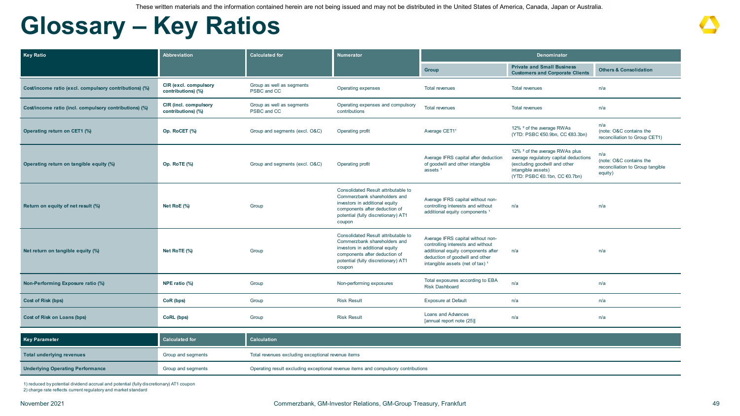These written materials and the information contained herein are not being issued and may not be distributed in the United States of America, Canada, Japan or Australia.

# Glossary – Key Ratios

| Key Ratio | Abbreviation | Calculated for | Numerator | Denominator | | |
|---|---|---|---|---|---|---|
| | | | | Group | Private and Small Business Customers and Corporate Clients | Others & Consolidation |
| Cost/income ratio (excl. compulsory contributions) (%) | CIR (excl. compulsory contributions) (%) | Group as well as segments PSBC and CC | Operating expenses | Total revenues | Total revenues | n/a |
| Cost/income ratio (incl. compulsory contributions) (%) | CIR (incl. compulsory contributions) (%) | Group as well as segments PSBC and CC | Operating expenses and compulsory contributions | Total revenues | Total revenues | n/a |
| Operating return on CET1 (%) | Op. RoCET (%) | Group and segments (excl. O&C) | Operating profit | Average CET1[1] | 12% [2] of the average RWAs (YTD: PSBC €50.9bn, CC €83.3bn) | n/a (note: O&C contains the reconciliation to Group CET1) |
| Operating return on tangible equity (%) | Op. RoTE (%) | Group and segments (excl. O&C) | Operating profit | Average IFRS capital after deduction of goodwill and other intangible assets [1] | 12% [2] of the average RWAs plus average regulatory capital deductions (excluding goodwill and other intangible assets) (YTD: PSBC €0.1bn, CC €0.7bn) | n/a (note: O&C contains the reconciliation to Group tangible equity) |
| Return on equity of net result (%) | Net RoE (%) | Group | Consolidated Result attributable to Commerzbank shareholders and investors in additional equity components after deduction of potential (fully discretionary) AT1 coupon | Average IFRS capital without non-controlling interests and without additional equity components [1] | n/a | n/a |
| Net return on tangible equity (%) | Net RoTE (%) | Group | Consolidated Result attributable to Commerzbank shareholders and investors in additional equity components after deduction of potential (fully discretionary) AT1 coupon | Average IFRS capital without non-controlling interests and without additional equity components after deduction of goodwill and other intangible assets (net of tax) [1] | n/a | n/a |
| Non-Performing Exposure ratio (%) | NPE ratio (%) | Group | Non-performing exposures | Total exposures according to EBA Risk Dashboard | n/a | n/a |
| Cost of Risk (bps) | CoR (bps) | Group | Risk Result | Exposure at Default | n/a | n/a |
| Cost of Risk on Loans (bps) | CoRL (bps) | Group | Risk Result | Loans and Advances [annual report note (25)] | n/a | n/a |

| Key Parameter | Calculated for | Calculation |
|---|---|---|
| Total underlying revenues | Group and segments | Total revenues excluding exceptional revenue items |
| Underlying Operating Performance | Group and segments | Operating result excluding exceptional revenue items and compulsory contributions |

1) reduced by potential dividend accrual and potential (fully discretionary) AT1 coupon
2) charge rate reflects current regulatory and market standard

November 2021 — Commerzbank, GM-Investor Relations, GM-Group Treasury, Frankfurt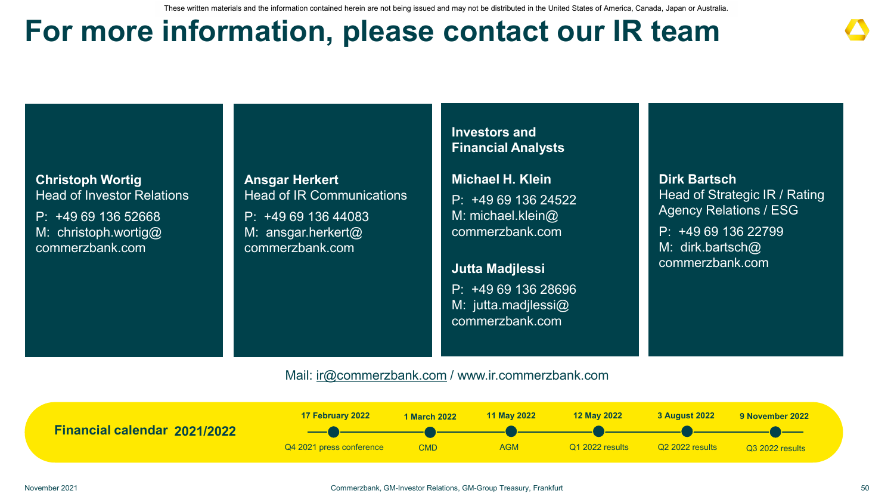These written materials and the information contained herein are not being issued and may not be distributed in the United States of America, Canada, Japan or Australia.

# For more information, please contact our IR team

**Christoph Wortig**
Head of Investor Relations

P: +49 69 136 52668
M: christoph.wortig@commerzbank.com

**Ansgar Herkert**
Head of IR Communications

P: +49 69 136 44083
M: ansgar.herkert@commerzbank.com

**Investors and Financial Analysts**

**Michael H. Klein**

P: +49 69 136 24522
M: michael.klein@commerzbank.com

**Jutta Madjlessi**

P: +49 69 136 28696
M: jutta.madjlessi@commerzbank.com

**Dirk Bartsch**
Head of Strategic IR / Rating Agency Relations / ESG

P: +49 69 136 22799
M: dirk.bartsch@commerzbank.com

Mail: ir@commerzbank.com / www.ir.commerzbank.com

**Financial calendar 2021/2022**

| Date | Event |
|---|---|
| 17 February 2022 | Q4 2021 press conference |
| 1 March 2022 | CMD |
| 11 May 2022 | AGM |
| 12 May 2022 | Q1 2022 results |
| 3 August 2022 | Q2 2022 results |
| 9 November 2022 | Q3 2022 results |

November 2021

Commerzbank, GM-Investor Relations, GM-Group Treasury, Frankfurt